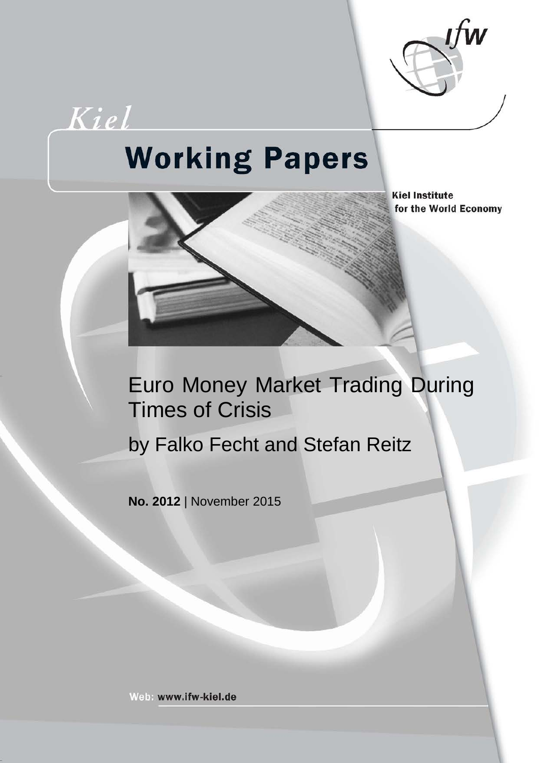# Kiel Working Papers

Kiel Institute for the World Economy

## Euro Money Market Trading During Times of Crisis

by Falko Fecht and Stefan Reitz

**No. 2012** | November 2015

Web: www.ifw-kiel.de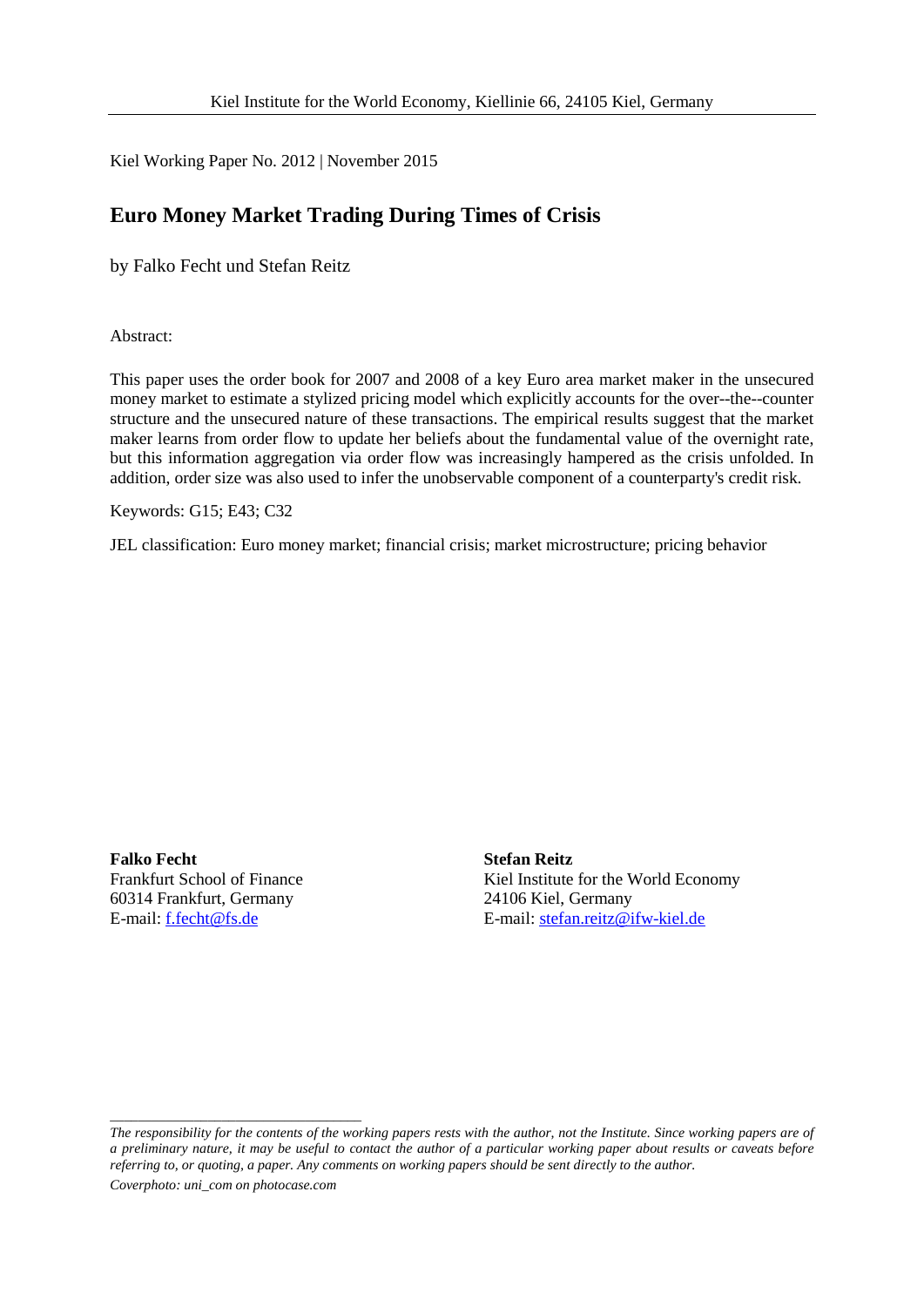Kiel Institute for the World Economy, Kiellinie 66, 24105 Kiel, Germany

Kiel Working Paper No. 2012 | November 2015

# Euro Money Market Trading During Times of Crisis

by Falko Fecht und Stefan Reitz

Abstract:

This paper uses the order book for 2007 and 2008 of a key Euro area market maker in the unsecured money market to estimate a stylized pricing model which explicitly accounts for the over--the--counter structure and the unsecured nature of these transactions. The empirical results suggest that the market maker learns from order flow to update her beliefs about the fundamental value of the overnight rate, but this information aggregation via order flow was increasingly hampered as the crisis unfolded. In addition, order size was also used to infer the unobservable component of a counterparty's credit risk.

Keywords: G15; E43; C32

JEL classification: Euro money market; financial crisis; market microstructure; pricing behavior

**Falko Fecht**
Frankfurt School of Finance
60314 Frankfurt, Germany
E-mail: f.fecht@fs.de

**Stefan Reitz**
Kiel Institute for the World Economy
24106 Kiel, Germany
E-mail: stefan.reitz@ifw-kiel.de

*The responsibility for the contents of the working papers rests with the author, not the Institute. Since working papers are of a preliminary nature, it may be useful to contact the author of a particular working paper about results or caveats before referring to, or quoting, a paper. Any comments on working papers should be sent directly to the author.*

*Coverphoto: uni_com on photocase.com*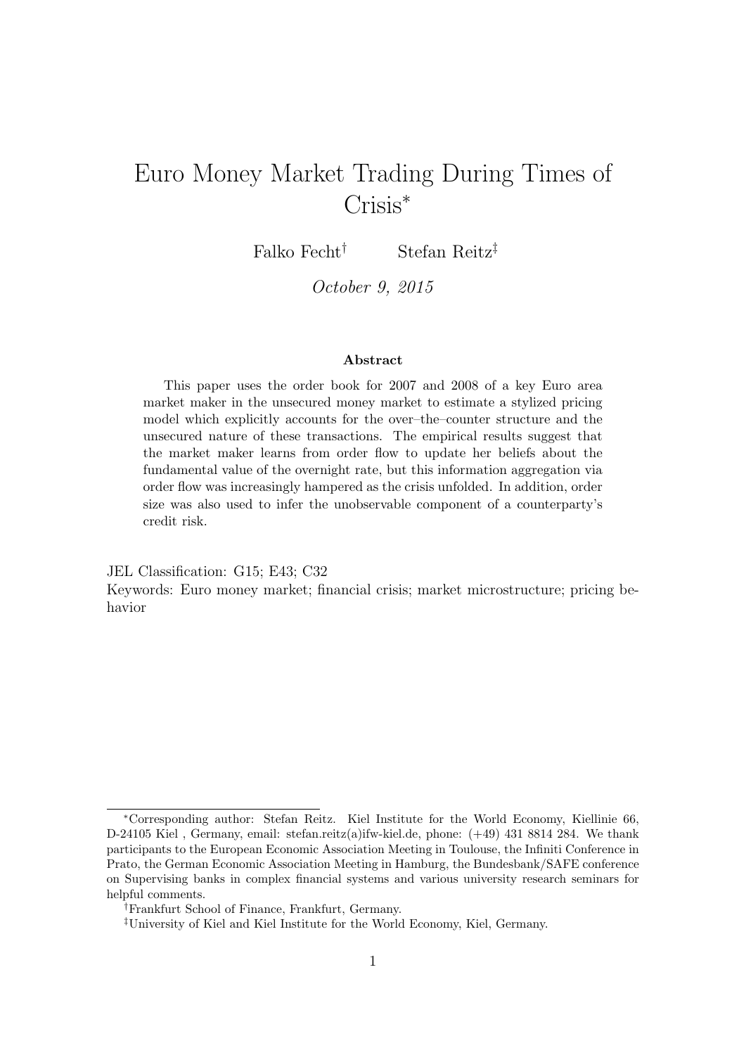# Euro Money Market Trading During Times of Crisis*

Falko Fecht[†] Stefan Reitz[‡]

*October 9, 2015*

## Abstract

This paper uses the order book for 2007 and 2008 of a key Euro area market maker in the unsecured money market to estimate a stylized pricing model which explicitly accounts for the over–the–counter structure and the unsecured nature of these transactions. The empirical results suggest that the market maker learns from order flow to update her beliefs about the fundamental value of the overnight rate, but this information aggregation via order flow was increasingly hampered as the crisis unfolded. In addition, order size was also used to infer the unobservable component of a counterparty's credit risk.

JEL Classification: G15; E43; C32

Keywords: Euro money market; financial crisis; market microstructure; pricing behavior

*Corresponding author: Stefan Reitz. Kiel Institute for the World Economy, Kiellinie 66, D-24105 Kiel , Germany, email: stefan.reitz(a)ifw-kiel.de, phone: (+49) 431 8814 284. We thank participants to the European Economic Association Meeting in Toulouse, the Infiniti Conference in Prato, the German Economic Association Meeting in Hamburg, the Bundesbank/SAFE conference on Supervising banks in complex financial systems and various university research seminars for helpful comments.

[†]Frankfurt School of Finance, Frankfurt, Germany.

[‡]University of Kiel and Kiel Institute for the World Economy, Kiel, Germany.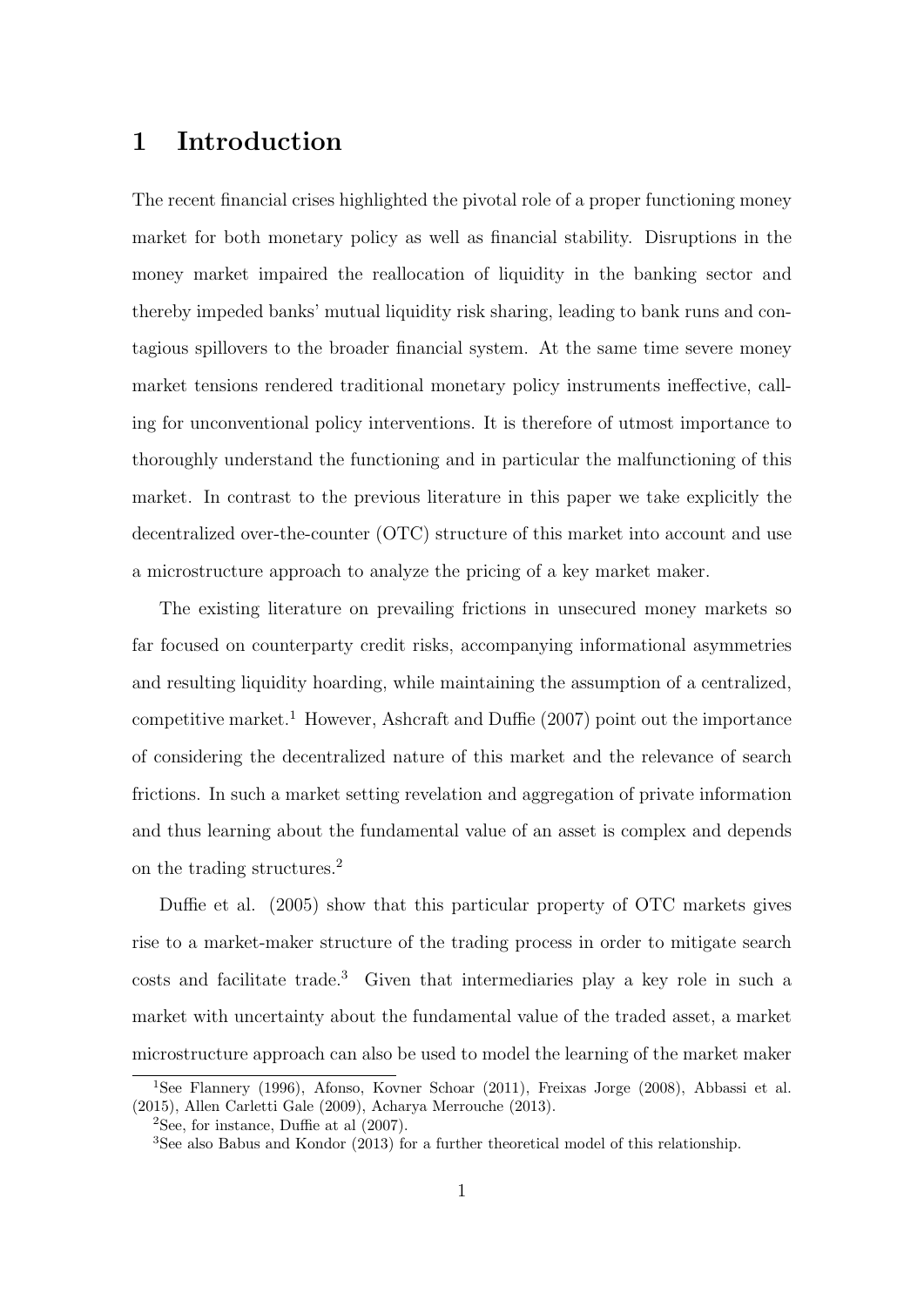# 1 Introduction

The recent financial crises highlighted the pivotal role of a proper functioning money market for both monetary policy as well as financial stability. Disruptions in the money market impaired the reallocation of liquidity in the banking sector and thereby impeded banks' mutual liquidity risk sharing, leading to bank runs and contagious spillovers to the broader financial system. At the same time severe money market tensions rendered traditional monetary policy instruments ineffective, calling for unconventional policy interventions. It is therefore of utmost importance to thoroughly understand the functioning and in particular the malfunctioning of this market. In contrast to the previous literature in this paper we take explicitly the decentralized over-the-counter (OTC) structure of this market into account and use a microstructure approach to analyze the pricing of a key market maker.

The existing literature on prevailing frictions in unsecured money markets so far focused on counterparty credit risks, accompanying informational asymmetries and resulting liquidity hoarding, while maintaining the assumption of a centralized, competitive market.[1] However, Ashcraft and Duffie (2007) point out the importance of considering the decentralized nature of this market and the relevance of search frictions. In such a market setting revelation and aggregation of private information and thus learning about the fundamental value of an asset is complex and depends on the trading structures.[2]

Duffie et al. (2005) show that this particular property of OTC markets gives rise to a market-maker structure of the trading process in order to mitigate search costs and facilitate trade.[3] Given that intermediaries play a key role in such a market with uncertainty about the fundamental value of the traded asset, a market microstructure approach can also be used to model the learning of the market maker

[1] See Flannery (1996), Afonso, Kovner Schoar (2011), Freixas Jorge (2008), Abbassi et al. (2015), Allen Carletti Gale (2009), Acharya Merrouche (2013).

[2] See, for instance, Duffie at al (2007).

[3] See also Babus and Kondor (2013) for a further theoretical model of this relationship.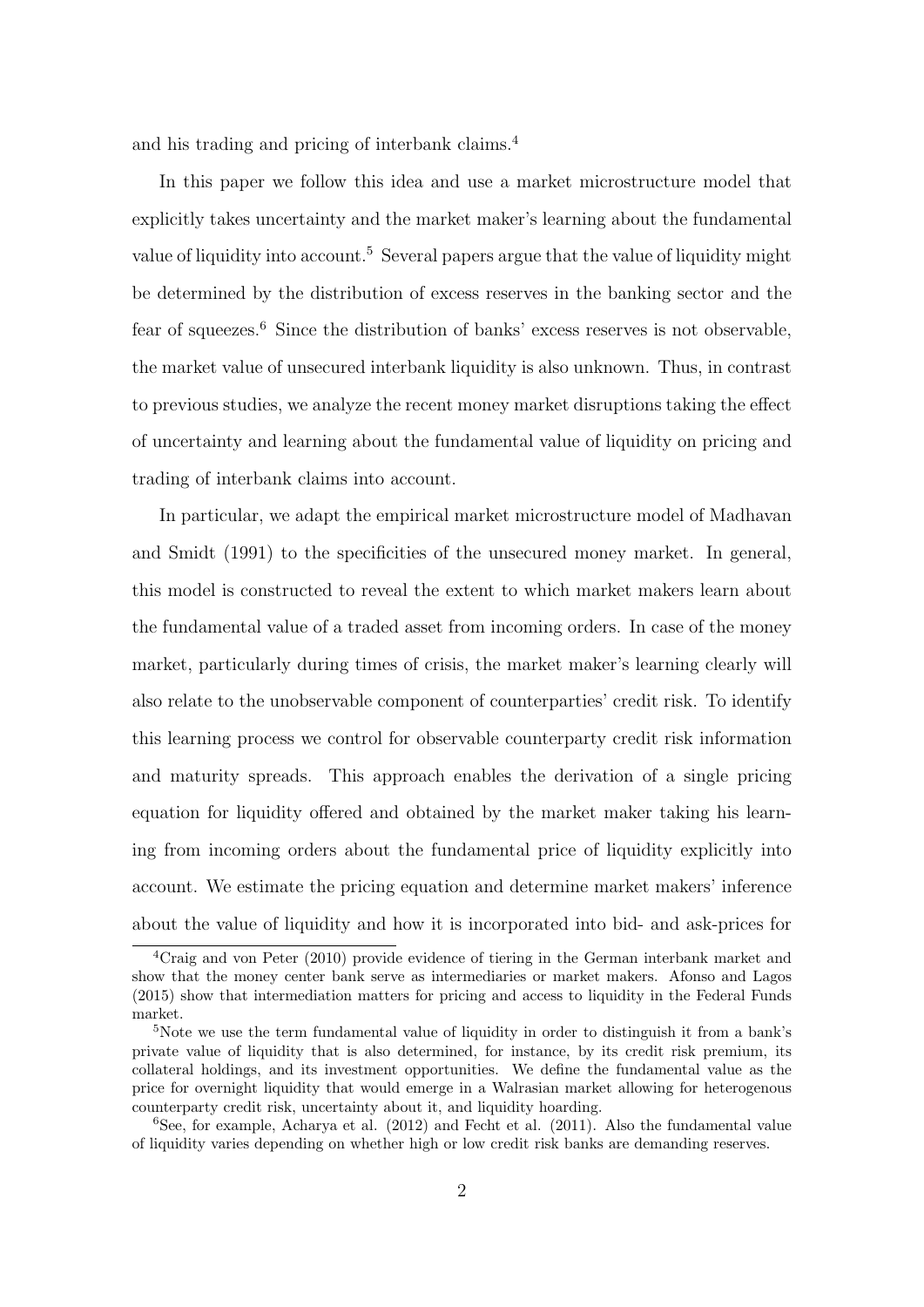and his trading and pricing of interbank claims.[4]

In this paper we follow this idea and use a market microstructure model that explicitly takes uncertainty and the market maker's learning about the fundamental value of liquidity into account.[5] Several papers argue that the value of liquidity might be determined by the distribution of excess reserves in the banking sector and the fear of squeezes.[6] Since the distribution of banks' excess reserves is not observable, the market value of unsecured interbank liquidity is also unknown. Thus, in contrast to previous studies, we analyze the recent money market disruptions taking the effect of uncertainty and learning about the fundamental value of liquidity on pricing and trading of interbank claims into account.

In particular, we adapt the empirical market microstructure model of Madhavan and Smidt (1991) to the specificities of the unsecured money market. In general, this model is constructed to reveal the extent to which market makers learn about the fundamental value of a traded asset from incoming orders. In case of the money market, particularly during times of crisis, the market maker's learning clearly will also relate to the unobservable component of counterparties' credit risk. To identify this learning process we control for observable counterparty credit risk information and maturity spreads. This approach enables the derivation of a single pricing equation for liquidity offered and obtained by the market maker taking his learning from incoming orders about the fundamental price of liquidity explicitly into account. We estimate the pricing equation and determine market makers' inference about the value of liquidity and how it is incorporated into bid- and ask-prices for

[4] Craig and von Peter (2010) provide evidence of tiering in the German interbank market and show that the money center bank serve as intermediaries or market makers. Afonso and Lagos (2015) show that intermediation matters for pricing and access to liquidity in the Federal Funds market.

[5] Note we use the term fundamental value of liquidity in order to distinguish it from a bank's private value of liquidity that is also determined, for instance, by its credit risk premium, its collateral holdings, and its investment opportunities. We define the fundamental value as the price for overnight liquidity that would emerge in a Walrasian market allowing for heterogenous counterparty credit risk, uncertainty about it, and liquidity hoarding.

[6] See, for example, Acharya et al. (2012) and Fecht et al. (2011). Also the fundamental value of liquidity varies depending on whether high or low credit risk banks are demanding reserves.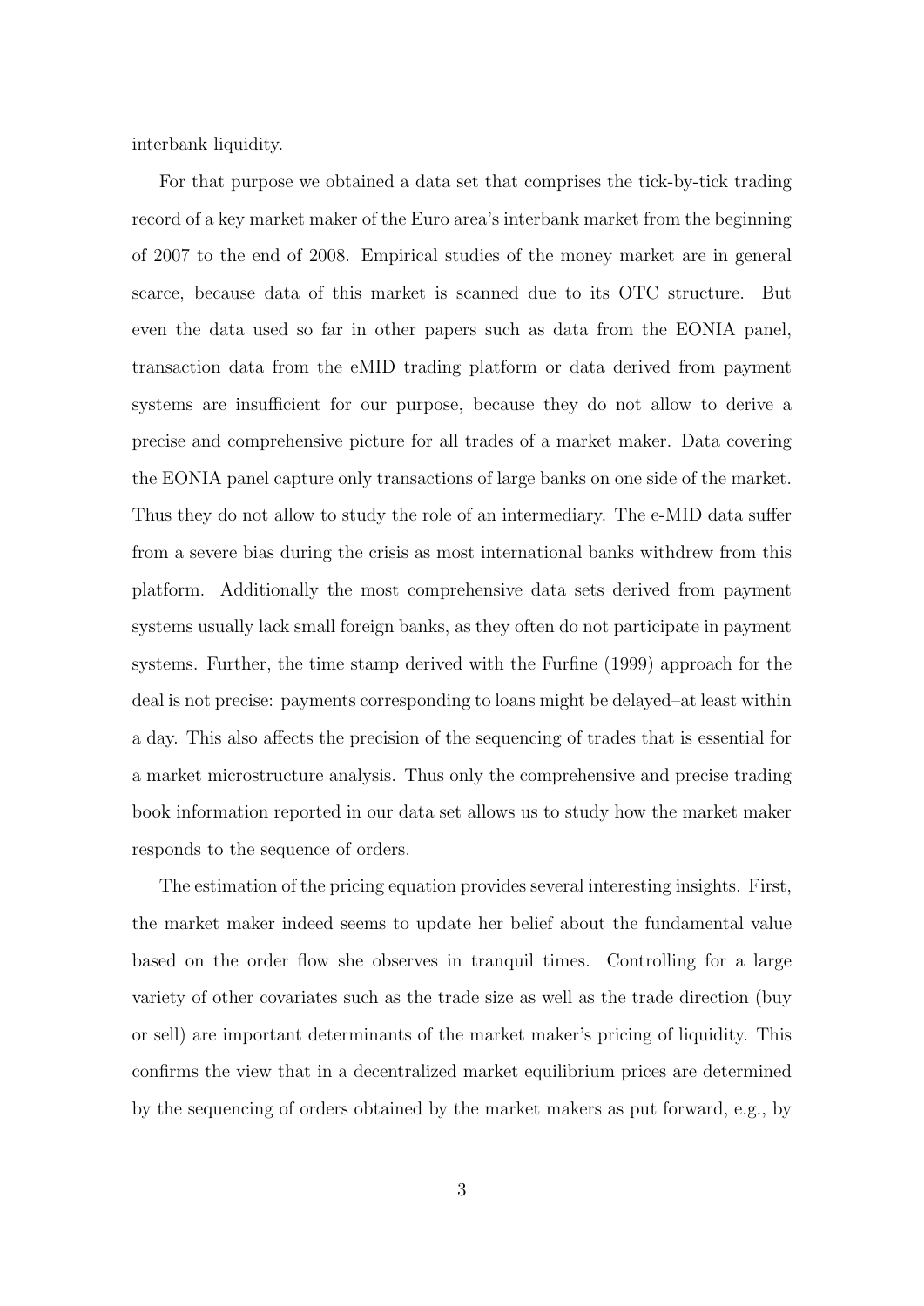interbank liquidity.

For that purpose we obtained a data set that comprises the tick-by-tick trading record of a key market maker of the Euro area's interbank market from the beginning of 2007 to the end of 2008. Empirical studies of the money market are in general scarce, because data of this market is scanned due to its OTC structure. But even the data used so far in other papers such as data from the EONIA panel, transaction data from the eMID trading platform or data derived from payment systems are insufficient for our purpose, because they do not allow to derive a precise and comprehensive picture for all trades of a market maker. Data covering the EONIA panel capture only transactions of large banks on one side of the market. Thus they do not allow to study the role of an intermediary. The e-MID data suffer from a severe bias during the crisis as most international banks withdrew from this platform. Additionally the most comprehensive data sets derived from payment systems usually lack small foreign banks, as they often do not participate in payment systems. Further, the time stamp derived with the Furfine (1999) approach for the deal is not precise: payments corresponding to loans might be delayed–at least within a day. This also affects the precision of the sequencing of trades that is essential for a market microstructure analysis. Thus only the comprehensive and precise trading book information reported in our data set allows us to study how the market maker responds to the sequence of orders.

The estimation of the pricing equation provides several interesting insights. First, the market maker indeed seems to update her belief about the fundamental value based on the order flow she observes in tranquil times. Controlling for a large variety of other covariates such as the trade size as well as the trade direction (buy or sell) are important determinants of the market maker's pricing of liquidity. This confirms the view that in a decentralized market equilibrium prices are determined by the sequencing of orders obtained by the market makers as put forward, e.g., by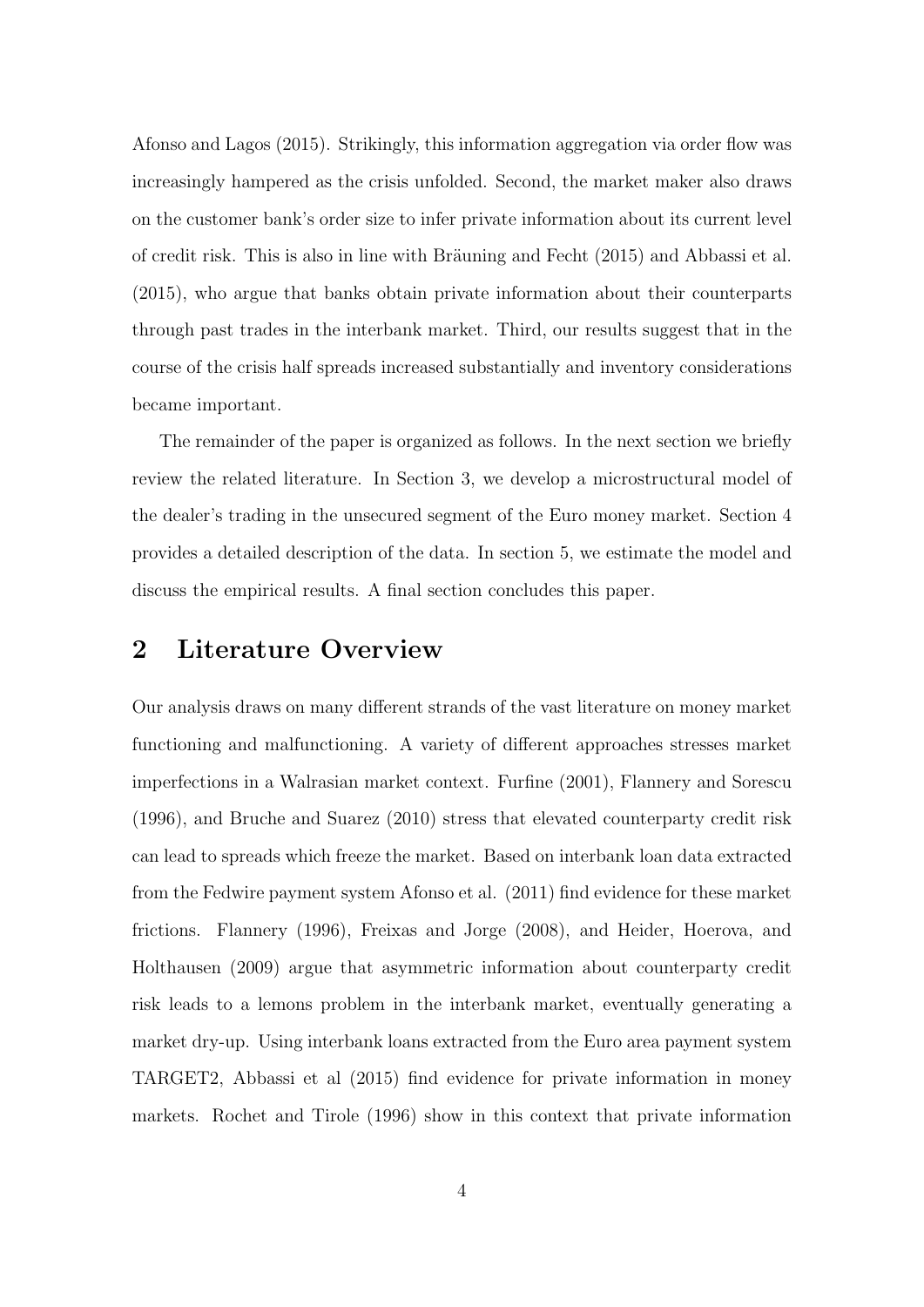Afonso and Lagos (2015). Strikingly, this information aggregation via order flow was increasingly hampered as the crisis unfolded. Second, the market maker also draws on the customer bank's order size to infer private information about its current level of credit risk. This is also in line with Bräuning and Fecht (2015) and Abbassi et al. (2015), who argue that banks obtain private information about their counterparts through past trades in the interbank market. Third, our results suggest that in the course of the crisis half spreads increased substantially and inventory considerations became important.

The remainder of the paper is organized as follows. In the next section we briefly review the related literature. In Section 3, we develop a microstructural model of the dealer's trading in the unsecured segment of the Euro money market. Section 4 provides a detailed description of the data. In section 5, we estimate the model and discuss the empirical results. A final section concludes this paper.

## 2 Literature Overview

Our analysis draws on many different strands of the vast literature on money market functioning and malfunctioning. A variety of different approaches stresses market imperfections in a Walrasian market context. Furfine (2001), Flannery and Sorescu (1996), and Bruche and Suarez (2010) stress that elevated counterparty credit risk can lead to spreads which freeze the market. Based on interbank loan data extracted from the Fedwire payment system Afonso et al. (2011) find evidence for these market frictions. Flannery (1996), Freixas and Jorge (2008), and Heider, Hoerova, and Holthausen (2009) argue that asymmetric information about counterparty credit risk leads to a lemons problem in the interbank market, eventually generating a market dry-up. Using interbank loans extracted from the Euro area payment system TARGET2, Abbassi et al (2015) find evidence for private information in money markets. Rochet and Tirole (1996) show in this context that private information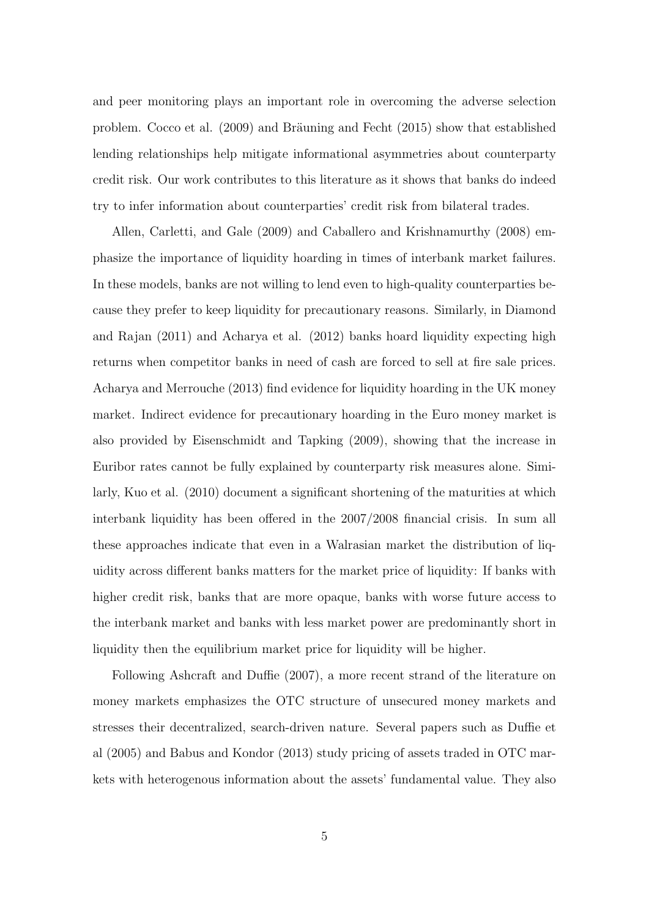and peer monitoring plays an important role in overcoming the adverse selection problem. Cocco et al. (2009) and Bräuning and Fecht (2015) show that established lending relationships help mitigate informational asymmetries about counterparty credit risk. Our work contributes to this literature as it shows that banks do indeed try to infer information about counterparties' credit risk from bilateral trades.

Allen, Carletti, and Gale (2009) and Caballero and Krishnamurthy (2008) emphasize the importance of liquidity hoarding in times of interbank market failures. In these models, banks are not willing to lend even to high-quality counterparties because they prefer to keep liquidity for precautionary reasons. Similarly, in Diamond and Rajan (2011) and Acharya et al. (2012) banks hoard liquidity expecting high returns when competitor banks in need of cash are forced to sell at fire sale prices. Acharya and Merrouche (2013) find evidence for liquidity hoarding in the UK money market. Indirect evidence for precautionary hoarding in the Euro money market is also provided by Eisenschmidt and Tapking (2009), showing that the increase in Euribor rates cannot be fully explained by counterparty risk measures alone. Similarly, Kuo et al. (2010) document a significant shortening of the maturities at which interbank liquidity has been offered in the 2007/2008 financial crisis. In sum all these approaches indicate that even in a Walrasian market the distribution of liquidity across different banks matters for the market price of liquidity: If banks with higher credit risk, banks that are more opaque, banks with worse future access to the interbank market and banks with less market power are predominantly short in liquidity then the equilibrium market price for liquidity will be higher.

Following Ashcraft and Duffie (2007), a more recent strand of the literature on money markets emphasizes the OTC structure of unsecured money markets and stresses their decentralized, search-driven nature. Several papers such as Duffie et al (2005) and Babus and Kondor (2013) study pricing of assets traded in OTC markets with heterogenous information about the assets' fundamental value. They also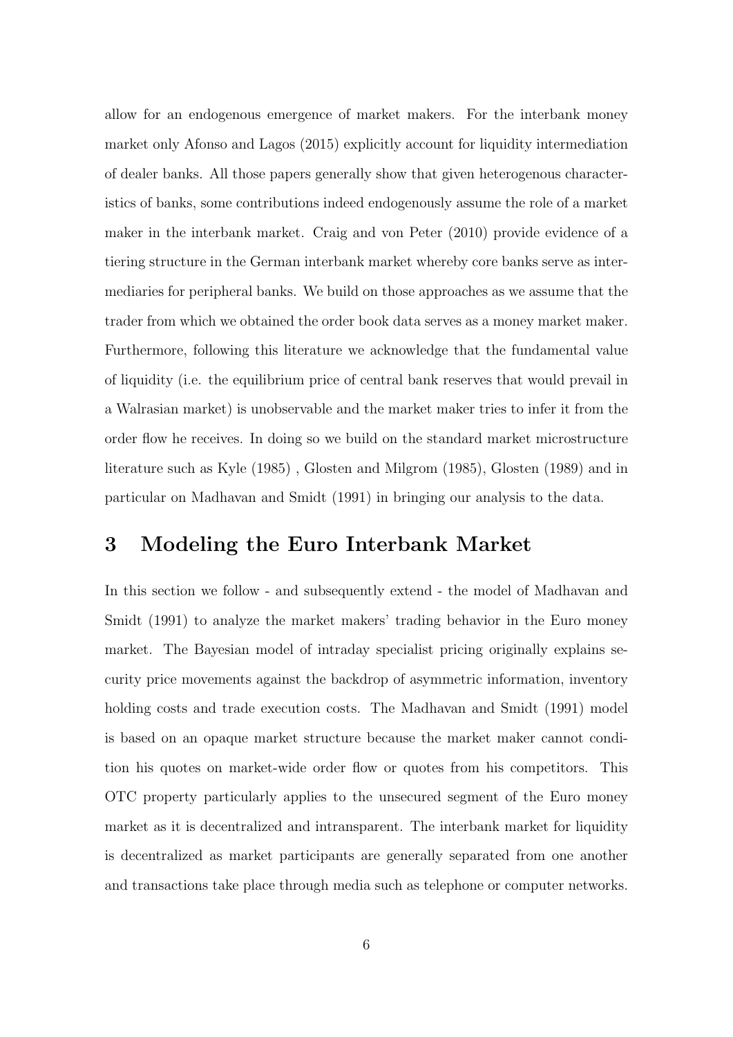allow for an endogenous emergence of market makers. For the interbank money market only Afonso and Lagos (2015) explicitly account for liquidity intermediation of dealer banks. All those papers generally show that given heterogenous characteristics of banks, some contributions indeed endogenously assume the role of a market maker in the interbank market. Craig and von Peter (2010) provide evidence of a tiering structure in the German interbank market whereby core banks serve as intermediaries for peripheral banks. We build on those approaches as we assume that the trader from which we obtained the order book data serves as a money market maker. Furthermore, following this literature we acknowledge that the fundamental value of liquidity (i.e. the equilibrium price of central bank reserves that would prevail in a Walrasian market) is unobservable and the market maker tries to infer it from the order flow he receives. In doing so we build on the standard market microstructure literature such as Kyle (1985) , Glosten and Milgrom (1985), Glosten (1989) and in particular on Madhavan and Smidt (1991) in bringing our analysis to the data.

# 3 Modeling the Euro Interbank Market

In this section we follow - and subsequently extend - the model of Madhavan and Smidt (1991) to analyze the market makers' trading behavior in the Euro money market. The Bayesian model of intraday specialist pricing originally explains security price movements against the backdrop of asymmetric information, inventory holding costs and trade execution costs. The Madhavan and Smidt (1991) model is based on an opaque market structure because the market maker cannot condition his quotes on market-wide order flow or quotes from his competitors. This OTC property particularly applies to the unsecured segment of the Euro money market as it is decentralized and intransparent. The interbank market for liquidity is decentralized as market participants are generally separated from one another and transactions take place through media such as telephone or computer networks.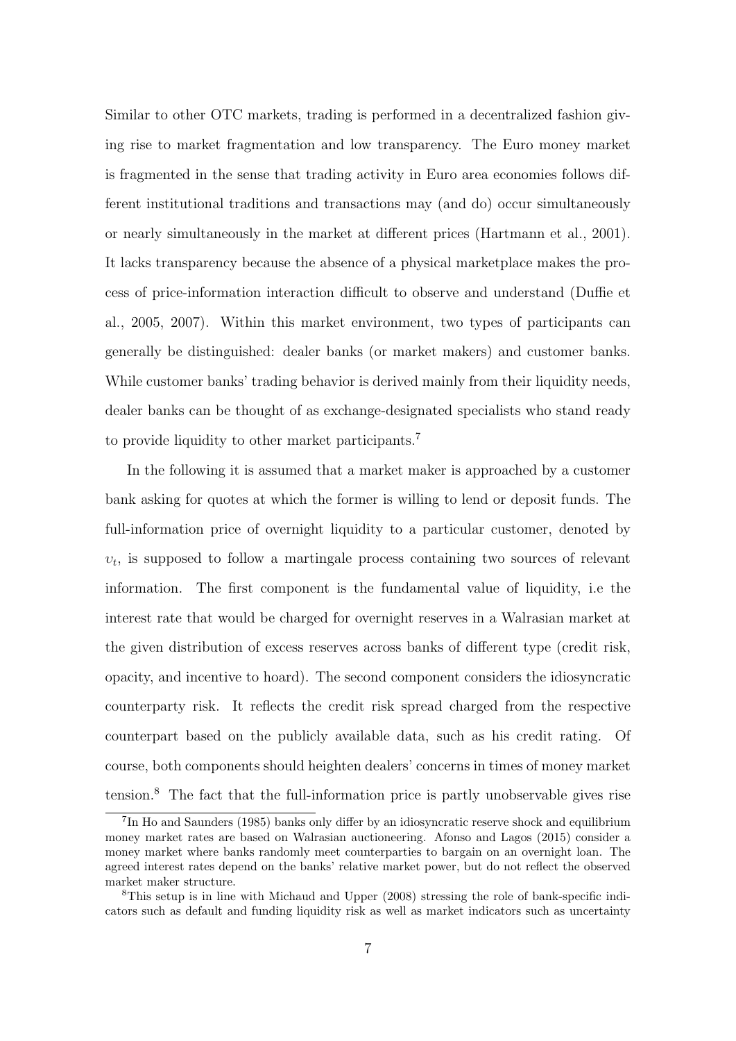Similar to other OTC markets, trading is performed in a decentralized fashion giving rise to market fragmentation and low transparency. The Euro money market is fragmented in the sense that trading activity in Euro area economies follows different institutional traditions and transactions may (and do) occur simultaneously or nearly simultaneously in the market at different prices (Hartmann et al., 2001). It lacks transparency because the absence of a physical marketplace makes the process of price-information interaction difficult to observe and understand (Duffie et al., 2005, 2007). Within this market environment, two types of participants can generally be distinguished: dealer banks (or market makers) and customer banks. While customer banks' trading behavior is derived mainly from their liquidity needs, dealer banks can be thought of as exchange-designated specialists who stand ready to provide liquidity to other market participants.[7]

In the following it is assumed that a market maker is approached by a customer bank asking for quotes at which the former is willing to lend or deposit funds. The full-information price of overnight liquidity to a particular customer, denoted by $\upsilon_t$, is supposed to follow a martingale process containing two sources of relevant information. The first component is the fundamental value of liquidity, i.e the interest rate that would be charged for overnight reserves in a Walrasian market at the given distribution of excess reserves across banks of different type (credit risk, opacity, and incentive to hoard). The second component considers the idiosyncratic counterparty risk. It reflects the credit risk spread charged from the respective counterpart based on the publicly available data, such as his credit rating. Of course, both components should heighten dealers' concerns in times of money market tension.[8] The fact that the full-information price is partly unobservable gives rise

[7] In Ho and Saunders (1985) banks only differ by an idiosyncratic reserve shock and equilibrium money market rates are based on Walrasian auctioneering. Afonso and Lagos (2015) consider a money market where banks randomly meet counterparties to bargain on an overnight loan. The agreed interest rates depend on the banks' relative market power, but do not reflect the observed market maker structure.

[8] This setup is in line with Michaud and Upper (2008) stressing the role of bank-specific indicators such as default and funding liquidity risk as well as market indicators such as uncertainty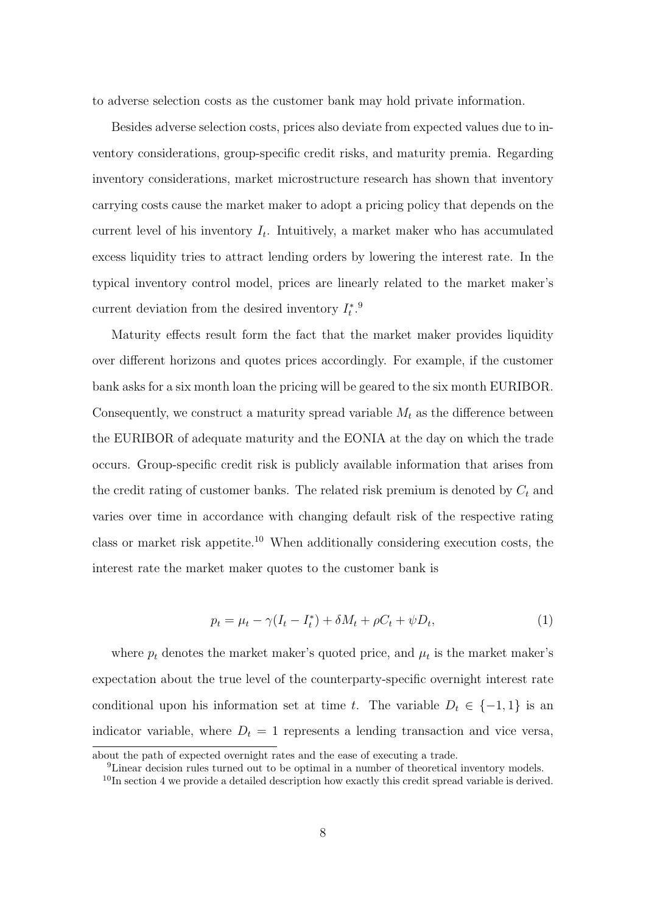to adverse selection costs as the customer bank may hold private information.

Besides adverse selection costs, prices also deviate from expected values due to inventory considerations, group-specific credit risks, and maturity premia. Regarding inventory considerations, market microstructure research has shown that inventory carrying costs cause the market maker to adopt a pricing policy that depends on the current level of his inventory $I_t$. Intuitively, a market maker who has accumulated excess liquidity tries to attract lending orders by lowering the interest rate. In the typical inventory control model, prices are linearly related to the market maker's current deviation from the desired inventory $I_t^*$.[9]

Maturity effects result form the fact that the market maker provides liquidity over different horizons and quotes prices accordingly. For example, if the customer bank asks for a six month loan the pricing will be geared to the six month EURIBOR. Consequently, we construct a maturity spread variable $M_t$ as the difference between the EURIBOR of adequate maturity and the EONIA at the day on which the trade occurs. Group-specific credit risk is publicly available information that arises from the credit rating of customer banks. The related risk premium is denoted by $C_t$ and varies over time in accordance with changing default risk of the respective rating class or market risk appetite.[10] When additionally considering execution costs, the interest rate the market maker quotes to the customer bank is

$$p_t = \mu_t - \gamma(I_t - I_t^*) + \delta M_t + \rho C_t + \psi D_t, \tag{1}$$

where $p_t$ denotes the market maker's quoted price, and $\mu_t$ is the market maker's expectation about the true level of the counterparty-specific overnight interest rate conditional upon his information set at time $t$. The variable $D_t \in \{-1, 1\}$ is an indicator variable, where $D_t = 1$ represents a lending transaction and vice versa,

about the path of expected overnight rates and the ease of executing a trade.

[9] Linear decision rules turned out to be optimal in a number of theoretical inventory models.

[10] In section 4 we provide a detailed description how exactly this credit spread variable is derived.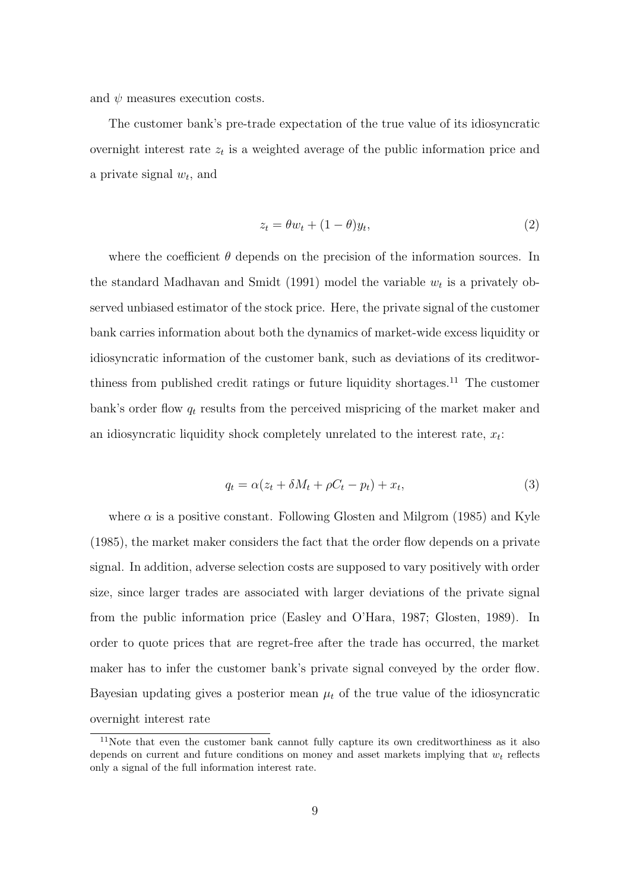and $\psi$ measures execution costs.

The customer bank's pre-trade expectation of the true value of its idiosyncratic overnight interest rate $z_t$ is a weighted average of the public information price and a private signal $w_t$, and

$$z_t = \theta w_t + (1 - \theta) y_t, \tag{2}$$

where the coefficient $\theta$ depends on the precision of the information sources. In the standard Madhavan and Smidt (1991) model the variable $w_t$ is a privately observed unbiased estimator of the stock price. Here, the private signal of the customer bank carries information about both the dynamics of market-wide excess liquidity or idiosyncratic information of the customer bank, such as deviations of its creditworthiness from published credit ratings or future liquidity shortages.[11] The customer bank's order flow $q_t$ results from the perceived mispricing of the market maker and an idiosyncratic liquidity shock completely unrelated to the interest rate, $x_t$:

$$q_t = \alpha(z_t + \delta M_t + \rho C_t - p_t) + x_t, \tag{3}$$

where $\alpha$ is a positive constant. Following Glosten and Milgrom (1985) and Kyle (1985), the market maker considers the fact that the order flow depends on a private signal. In addition, adverse selection costs are supposed to vary positively with order size, since larger trades are associated with larger deviations of the private signal from the public information price (Easley and O'Hara, 1987; Glosten, 1989). In order to quote prices that are regret-free after the trade has occurred, the market maker has to infer the customer bank's private signal conveyed by the order flow. Bayesian updating gives a posterior mean $\mu_t$ of the true value of the idiosyncratic overnight interest rate

[11] Note that even the customer bank cannot fully capture its own creditworthiness as it also depends on current and future conditions on money and asset markets implying that $w_t$ reflects only a signal of the full information interest rate.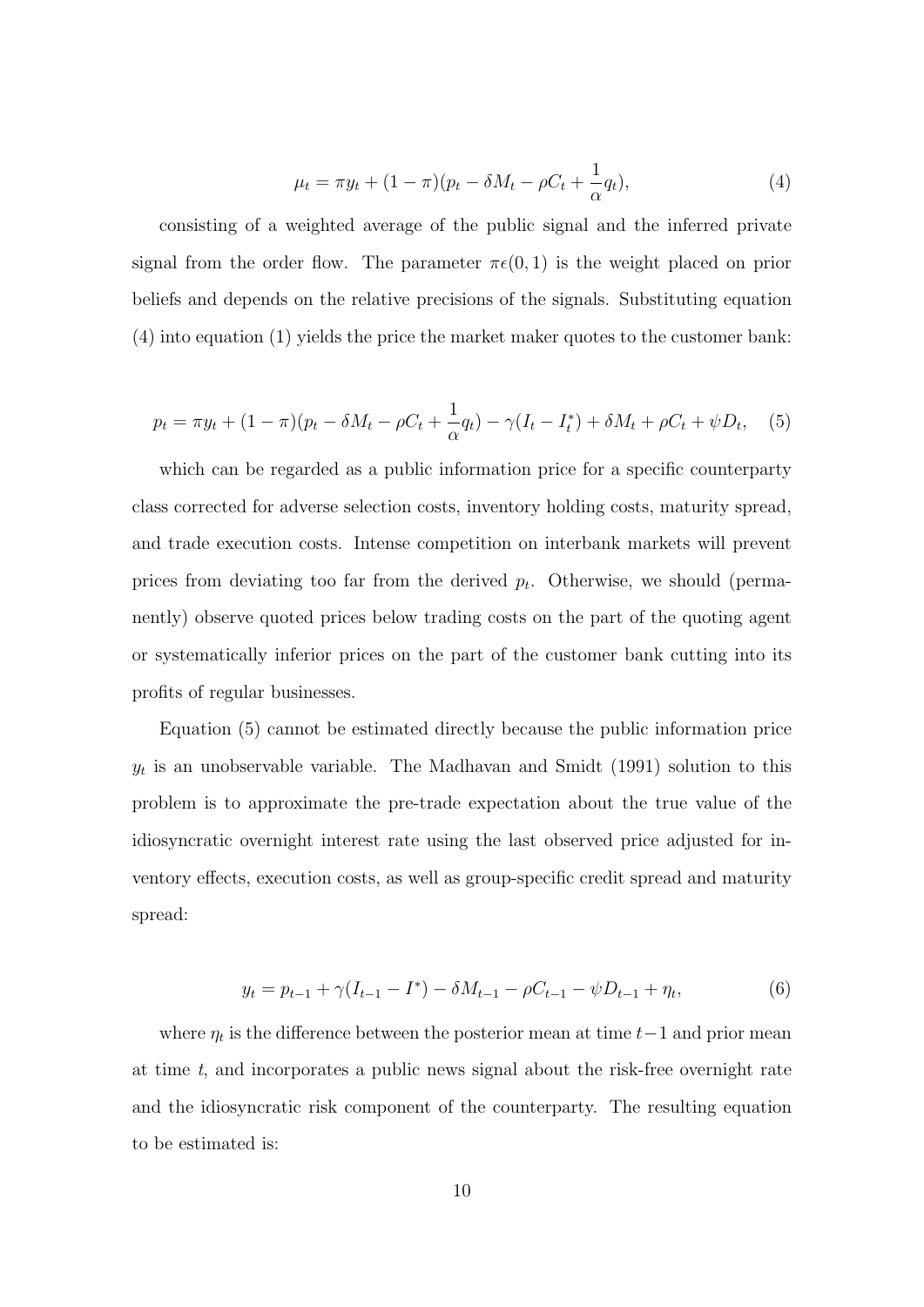$$\mu_t = \pi y_t + (1 - \pi)(p_t - \delta M_t - \rho C_t + \frac{1}{\alpha} q_t), \tag{4}$$

consisting of a weighted average of the public signal and the inferred private signal from the order flow. The parameter $\pi \epsilon (0, 1)$ is the weight placed on prior beliefs and depends on the relative precisions of the signals. Substituting equation (4) into equation (1) yields the price the market maker quotes to the customer bank:

$$p_t = \pi y_t + (1 - \pi)(p_t - \delta M_t - \rho C_t + \frac{1}{\alpha} q_t) - \gamma(I_t - I_t^*) + \delta M_t + \rho C_t + \psi D_t, \tag{5}$$

which can be regarded as a public information price for a specific counterparty class corrected for adverse selection costs, inventory holding costs, maturity spread, and trade execution costs. Intense competition on interbank markets will prevent prices from deviating too far from the derived $p_t$. Otherwise, we should (permanently) observe quoted prices below trading costs on the part of the quoting agent or systematically inferior prices on the part of the customer bank cutting into its profits of regular businesses.

Equation (5) cannot be estimated directly because the public information price $y_t$ is an unobservable variable. The Madhavan and Smidt (1991) solution to this problem is to approximate the pre-trade expectation about the true value of the idiosyncratic overnight interest rate using the last observed price adjusted for inventory effects, execution costs, as well as group-specific credit spread and maturity spread:

$$y_t = p_{t-1} + \gamma(I_{t-1} - I^*) - \delta M_{t-1} - \rho C_{t-1} - \psi D_{t-1} + \eta_t, \tag{6}$$

where $\eta_t$ is the difference between the posterior mean at time $t-1$ and prior mean at time $t$, and incorporates a public news signal about the risk-free overnight rate and the idiosyncratic risk component of the counterparty. The resulting equation to be estimated is: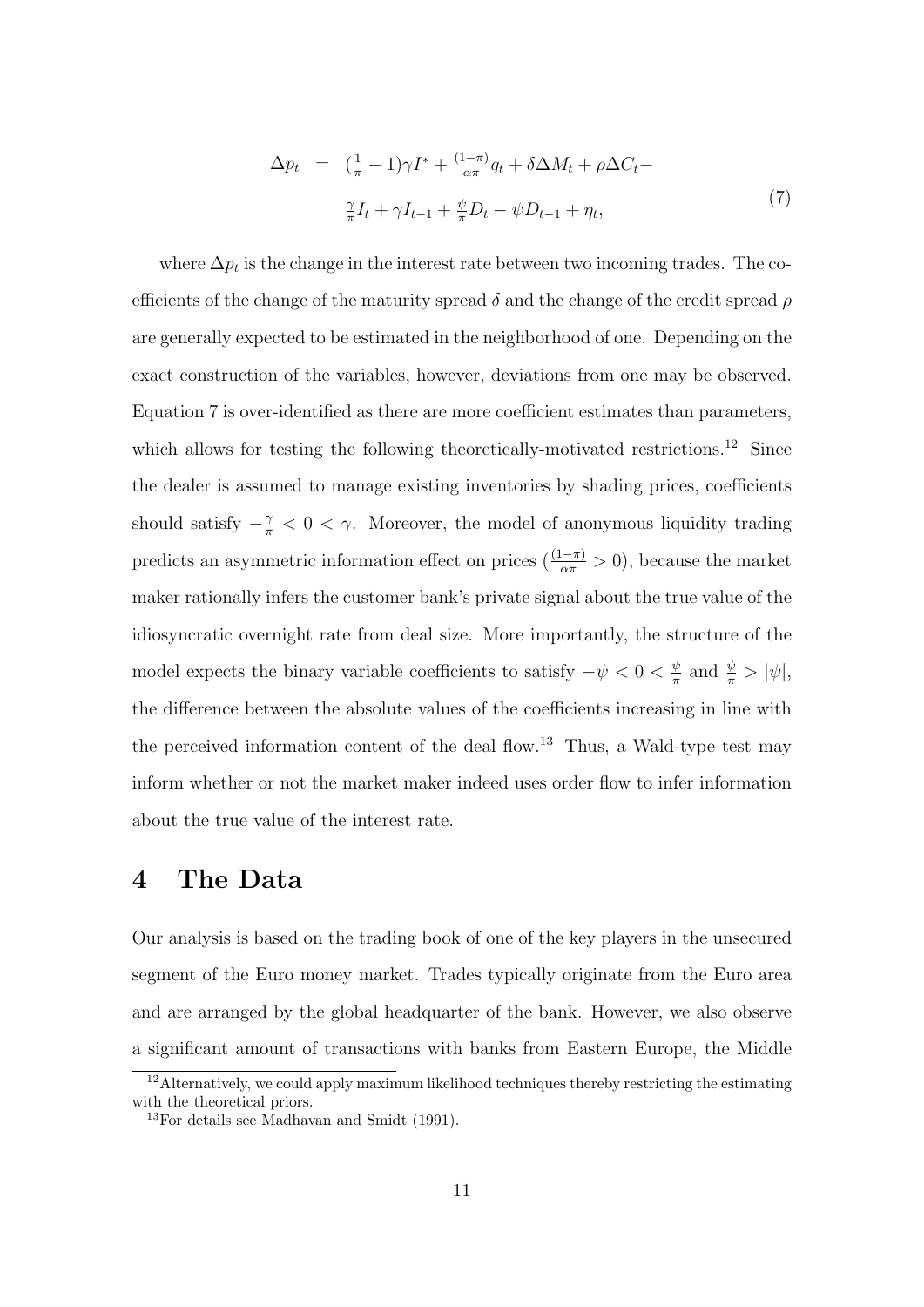$$
\begin{aligned}
\Delta p_t \;=\;& (\tfrac{1}{\pi} - 1)\gamma I^* + \tfrac{(1-\pi)}{\alpha\pi} q_t + \delta \Delta M_t + \rho \Delta C_t - \\
& \tfrac{\gamma}{\pi} I_t + \gamma I_{t-1} + \tfrac{\psi}{\pi} D_t - \psi D_{t-1} + \eta_t,
\end{aligned}
\tag{7}
$$

where $\Delta p_t$ is the change in the interest rate between two incoming trades. The coefficients of the change of the maturity spread $\delta$ and the change of the credit spread $\rho$ are generally expected to be estimated in the neighborhood of one. Depending on the exact construction of the variables, however, deviations from one may be observed. Equation 7 is over-identified as there are more coefficient estimates than parameters, which allows for testing the following theoretically-motivated restrictions.[12] Since the dealer is assumed to manage existing inventories by shading prices, coefficients should satisfy $-\frac{\gamma}{\pi} < 0 < \gamma$. Moreover, the model of anonymous liquidity trading predicts an asymmetric information effect on prices ($\frac{(1-\pi)}{\alpha\pi} > 0$), because the market maker rationally infers the customer bank's private signal about the true value of the idiosyncratic overnight rate from deal size. More importantly, the structure of the model expects the binary variable coefficients to satisfy $-\psi < 0 < \frac{\psi}{\pi}$ and $\frac{\psi}{\pi} > |\psi|$, the difference between the absolute values of the coefficients increasing in line with the perceived information content of the deal flow.[13] Thus, a Wald-type test may inform whether or not the market maker indeed uses order flow to infer information about the true value of the interest rate.

# 4 The Data

Our analysis is based on the trading book of one of the key players in the unsecured segment of the Euro money market. Trades typically originate from the Euro area and are arranged by the global headquarter of the bank. However, we also observe a significant amount of transactions with banks from Eastern Europe, the Middle

[12] Alternatively, we could apply maximum likelihood techniques thereby restricting the estimating with the theoretical priors.

[13] For details see Madhavan and Smidt (1991).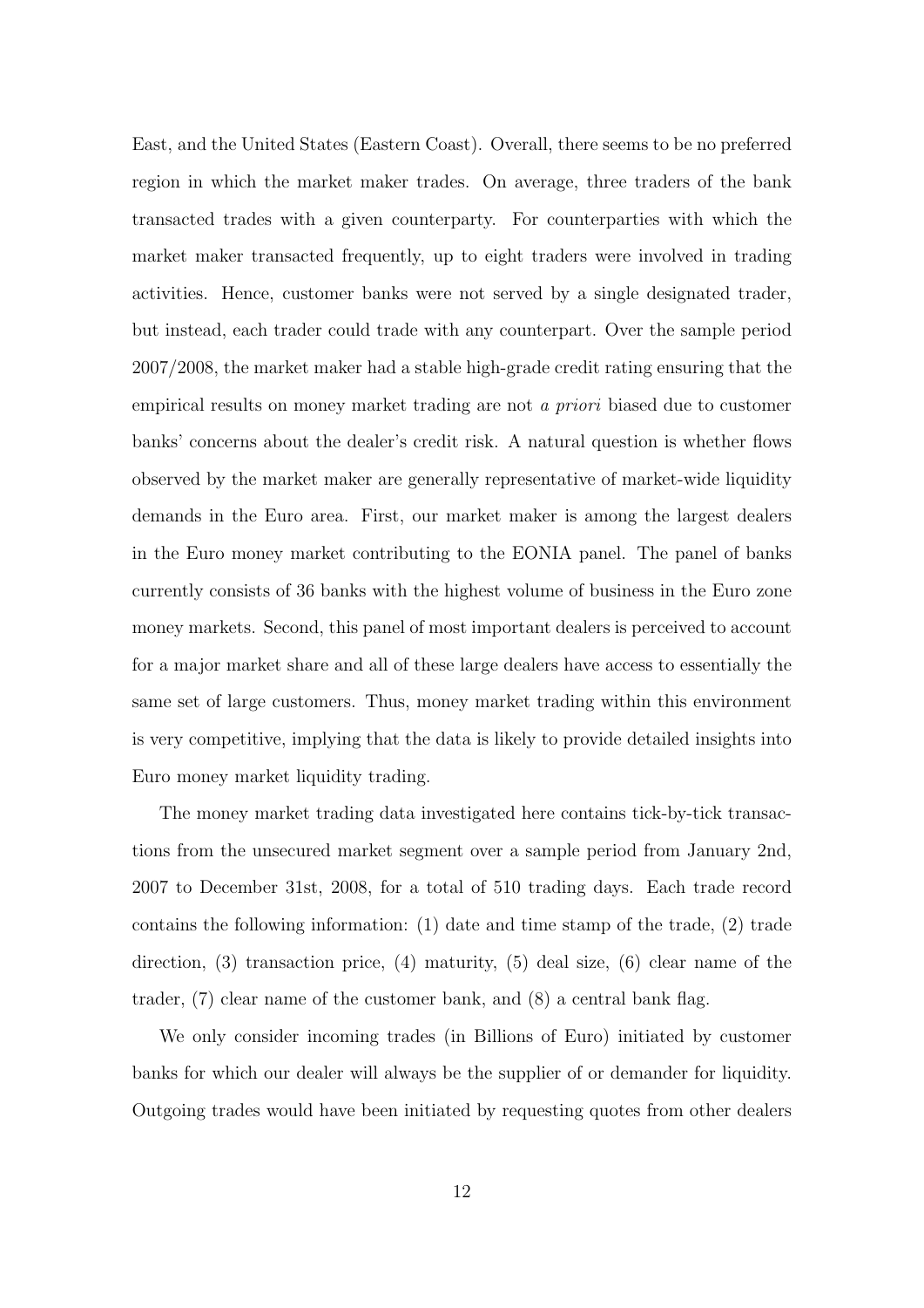East, and the United States (Eastern Coast). Overall, there seems to be no preferred region in which the market maker trades. On average, three traders of the bank transacted trades with a given counterparty. For counterparties with which the market maker transacted frequently, up to eight traders were involved in trading activities. Hence, customer banks were not served by a single designated trader, but instead, each trader could trade with any counterpart. Over the sample period 2007/2008, the market maker had a stable high-grade credit rating ensuring that the empirical results on money market trading are not *a priori* biased due to customer banks' concerns about the dealer's credit risk. A natural question is whether flows observed by the market maker are generally representative of market-wide liquidity demands in the Euro area. First, our market maker is among the largest dealers in the Euro money market contributing to the EONIA panel. The panel of banks currently consists of 36 banks with the highest volume of business in the Euro zone money markets. Second, this panel of most important dealers is perceived to account for a major market share and all of these large dealers have access to essentially the same set of large customers. Thus, money market trading within this environment is very competitive, implying that the data is likely to provide detailed insights into Euro money market liquidity trading.

The money market trading data investigated here contains tick-by-tick transactions from the unsecured market segment over a sample period from January 2nd, 2007 to December 31st, 2008, for a total of 510 trading days. Each trade record contains the following information: (1) date and time stamp of the trade, (2) trade direction, (3) transaction price, (4) maturity, (5) deal size, (6) clear name of the trader, (7) clear name of the customer bank, and (8) a central bank flag.

We only consider incoming trades (in Billions of Euro) initiated by customer banks for which our dealer will always be the supplier of or demander for liquidity. Outgoing trades would have been initiated by requesting quotes from other dealers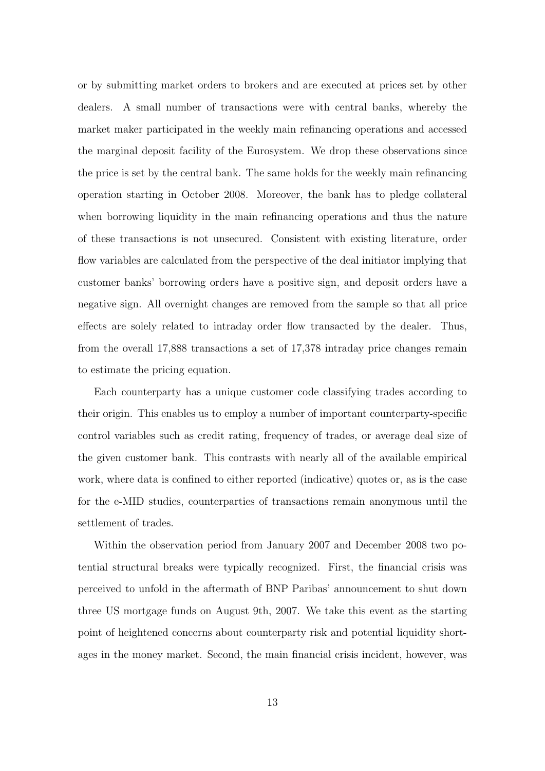or by submitting market orders to brokers and are executed at prices set by other dealers. A small number of transactions were with central banks, whereby the market maker participated in the weekly main refinancing operations and accessed the marginal deposit facility of the Eurosystem. We drop these observations since the price is set by the central bank. The same holds for the weekly main refinancing operation starting in October 2008. Moreover, the bank has to pledge collateral when borrowing liquidity in the main refinancing operations and thus the nature of these transactions is not unsecured. Consistent with existing literature, order flow variables are calculated from the perspective of the deal initiator implying that customer banks' borrowing orders have a positive sign, and deposit orders have a negative sign. All overnight changes are removed from the sample so that all price effects are solely related to intraday order flow transacted by the dealer. Thus, from the overall 17,888 transactions a set of 17,378 intraday price changes remain to estimate the pricing equation.

Each counterparty has a unique customer code classifying trades according to their origin. This enables us to employ a number of important counterparty-specific control variables such as credit rating, frequency of trades, or average deal size of the given customer bank. This contrasts with nearly all of the available empirical work, where data is confined to either reported (indicative) quotes or, as is the case for the e-MID studies, counterparties of transactions remain anonymous until the settlement of trades.

Within the observation period from January 2007 and December 2008 two potential structural breaks were typically recognized. First, the financial crisis was perceived to unfold in the aftermath of BNP Paribas' announcement to shut down three US mortgage funds on August 9th, 2007. We take this event as the starting point of heightened concerns about counterparty risk and potential liquidity shortages in the money market. Second, the main financial crisis incident, however, was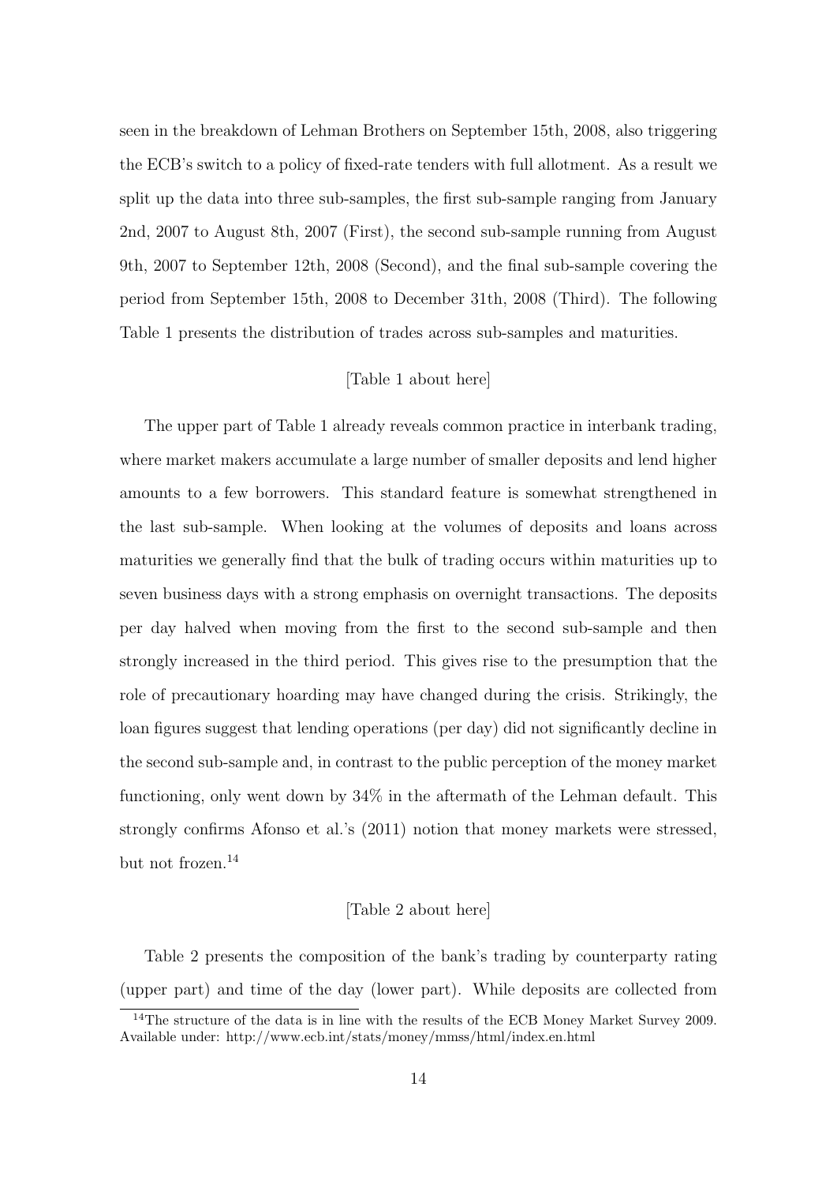seen in the breakdown of Lehman Brothers on September 15th, 2008, also triggering the ECB's switch to a policy of fixed-rate tenders with full allotment. As a result we split up the data into three sub-samples, the first sub-sample ranging from January 2nd, 2007 to August 8th, 2007 (First), the second sub-sample running from August 9th, 2007 to September 12th, 2008 (Second), and the final sub-sample covering the period from September 15th, 2008 to December 31th, 2008 (Third). The following Table 1 presents the distribution of trades across sub-samples and maturities.

[Table 1 about here]

The upper part of Table 1 already reveals common practice in interbank trading, where market makers accumulate a large number of smaller deposits and lend higher amounts to a few borrowers. This standard feature is somewhat strengthened in the last sub-sample. When looking at the volumes of deposits and loans across maturities we generally find that the bulk of trading occurs within maturities up to seven business days with a strong emphasis on overnight transactions. The deposits per day halved when moving from the first to the second sub-sample and then strongly increased in the third period. This gives rise to the presumption that the role of precautionary hoarding may have changed during the crisis. Strikingly, the loan figures suggest that lending operations (per day) did not significantly decline in the second sub-sample and, in contrast to the public perception of the money market functioning, only went down by 34% in the aftermath of the Lehman default. This strongly confirms Afonso et al.'s (2011) notion that money markets were stressed, but not frozen.[14]

[Table 2 about here]

Table 2 presents the composition of the bank's trading by counterparty rating (upper part) and time of the day (lower part). While deposits are collected from

[14] The structure of the data is in line with the results of the ECB Money Market Survey 2009. Available under: http://www.ecb.int/stats/money/mmss/html/index.en.html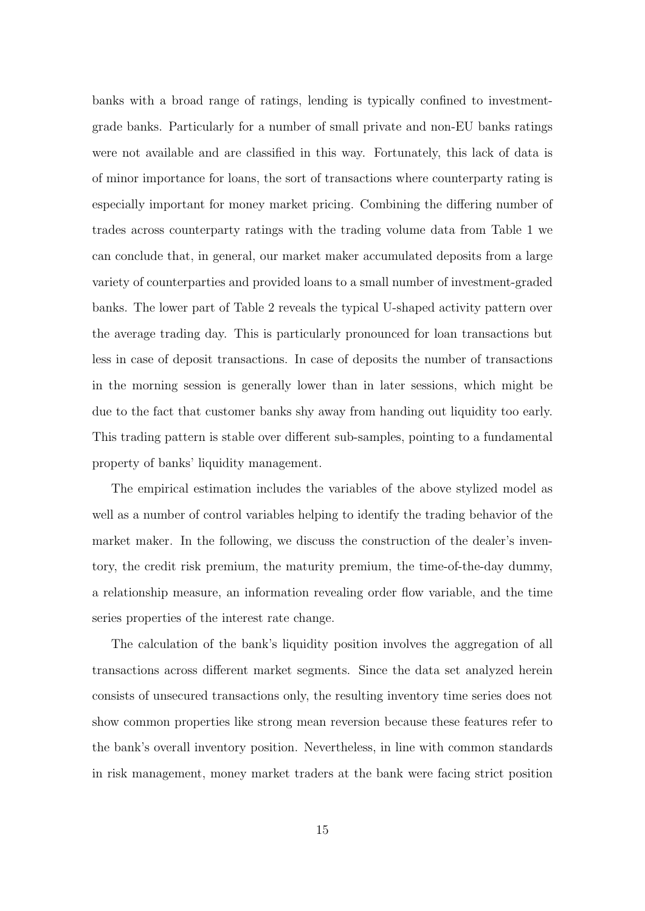banks with a broad range of ratings, lending is typically confined to investment-grade banks. Particularly for a number of small private and non-EU banks ratings were not available and are classified in this way. Fortunately, this lack of data is of minor importance for loans, the sort of transactions where counterparty rating is especially important for money market pricing. Combining the differing number of trades across counterparty ratings with the trading volume data from Table 1 we can conclude that, in general, our market maker accumulated deposits from a large variety of counterparties and provided loans to a small number of investment-graded banks. The lower part of Table 2 reveals the typical U-shaped activity pattern over the average trading day. This is particularly pronounced for loan transactions but less in case of deposit transactions. In case of deposits the number of transactions in the morning session is generally lower than in later sessions, which might be due to the fact that customer banks shy away from handing out liquidity too early. This trading pattern is stable over different sub-samples, pointing to a fundamental property of banks' liquidity management.

The empirical estimation includes the variables of the above stylized model as well as a number of control variables helping to identify the trading behavior of the market maker. In the following, we discuss the construction of the dealer's inventory, the credit risk premium, the maturity premium, the time-of-the-day dummy, a relationship measure, an information revealing order flow variable, and the time series properties of the interest rate change.

The calculation of the bank's liquidity position involves the aggregation of all transactions across different market segments. Since the data set analyzed herein consists of unsecured transactions only, the resulting inventory time series does not show common properties like strong mean reversion because these features refer to the bank's overall inventory position. Nevertheless, in line with common standards in risk management, money market traders at the bank were facing strict position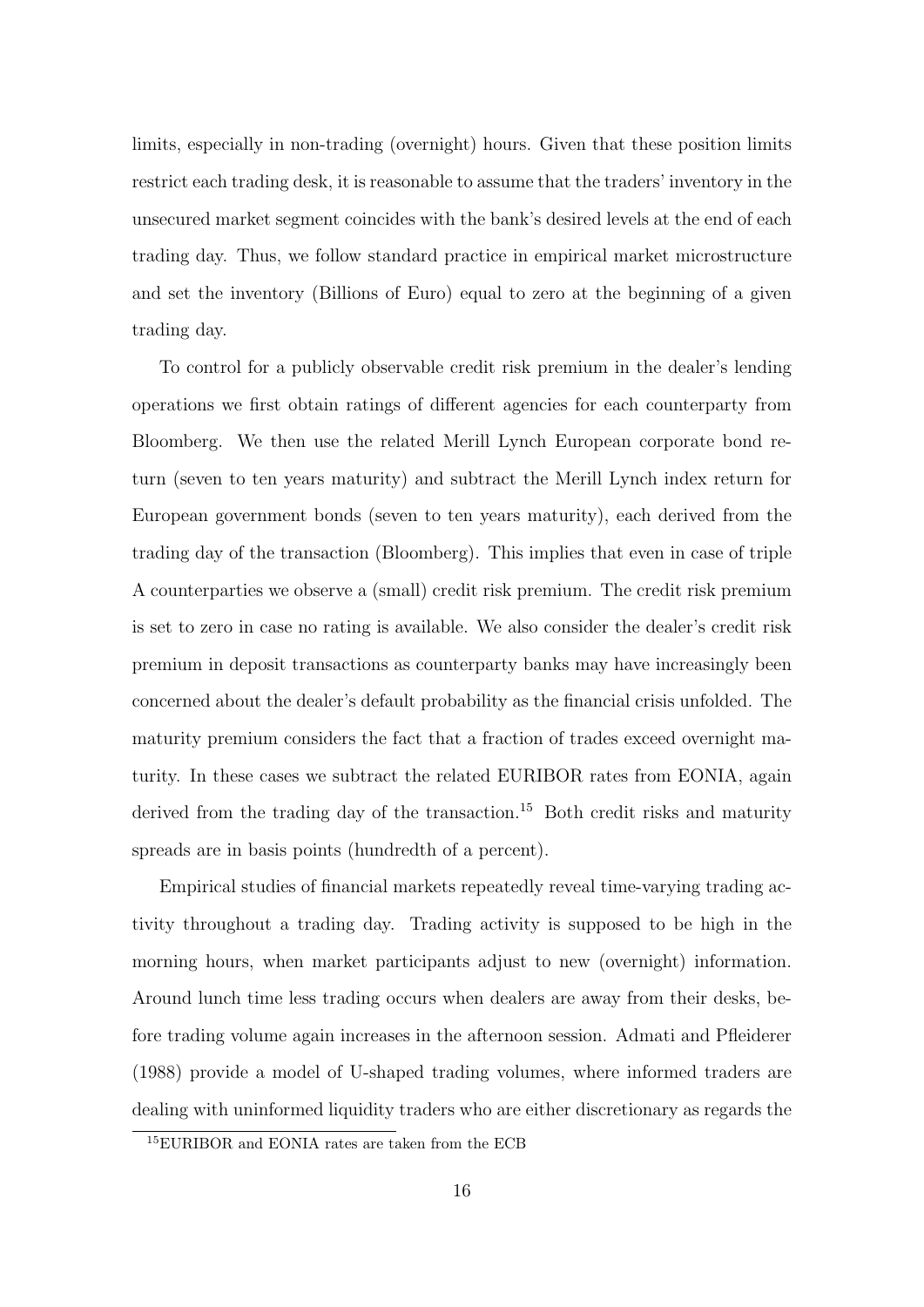limits, especially in non-trading (overnight) hours. Given that these position limits restrict each trading desk, it is reasonable to assume that the traders' inventory in the unsecured market segment coincides with the bank's desired levels at the end of each trading day. Thus, we follow standard practice in empirical market microstructure and set the inventory (Billions of Euro) equal to zero at the beginning of a given trading day.

To control for a publicly observable credit risk premium in the dealer's lending operations we first obtain ratings of different agencies for each counterparty from Bloomberg. We then use the related Merill Lynch European corporate bond return (seven to ten years maturity) and subtract the Merill Lynch index return for European government bonds (seven to ten years maturity), each derived from the trading day of the transaction (Bloomberg). This implies that even in case of triple A counterparties we observe a (small) credit risk premium. The credit risk premium is set to zero in case no rating is available. We also consider the dealer's credit risk premium in deposit transactions as counterparty banks may have increasingly been concerned about the dealer's default probability as the financial crisis unfolded. The maturity premium considers the fact that a fraction of trades exceed overnight maturity. In these cases we subtract the related EURIBOR rates from EONIA, again derived from the trading day of the transaction.[15] Both credit risks and maturity spreads are in basis points (hundredth of a percent).

Empirical studies of financial markets repeatedly reveal time-varying trading activity throughout a trading day. Trading activity is supposed to be high in the morning hours, when market participants adjust to new (overnight) information. Around lunch time less trading occurs when dealers are away from their desks, before trading volume again increases in the afternoon session. Admati and Pfleiderer (1988) provide a model of U-shaped trading volumes, where informed traders are dealing with uninformed liquidity traders who are either discretionary as regards the

[15] EURIBOR and EONIA rates are taken from the ECB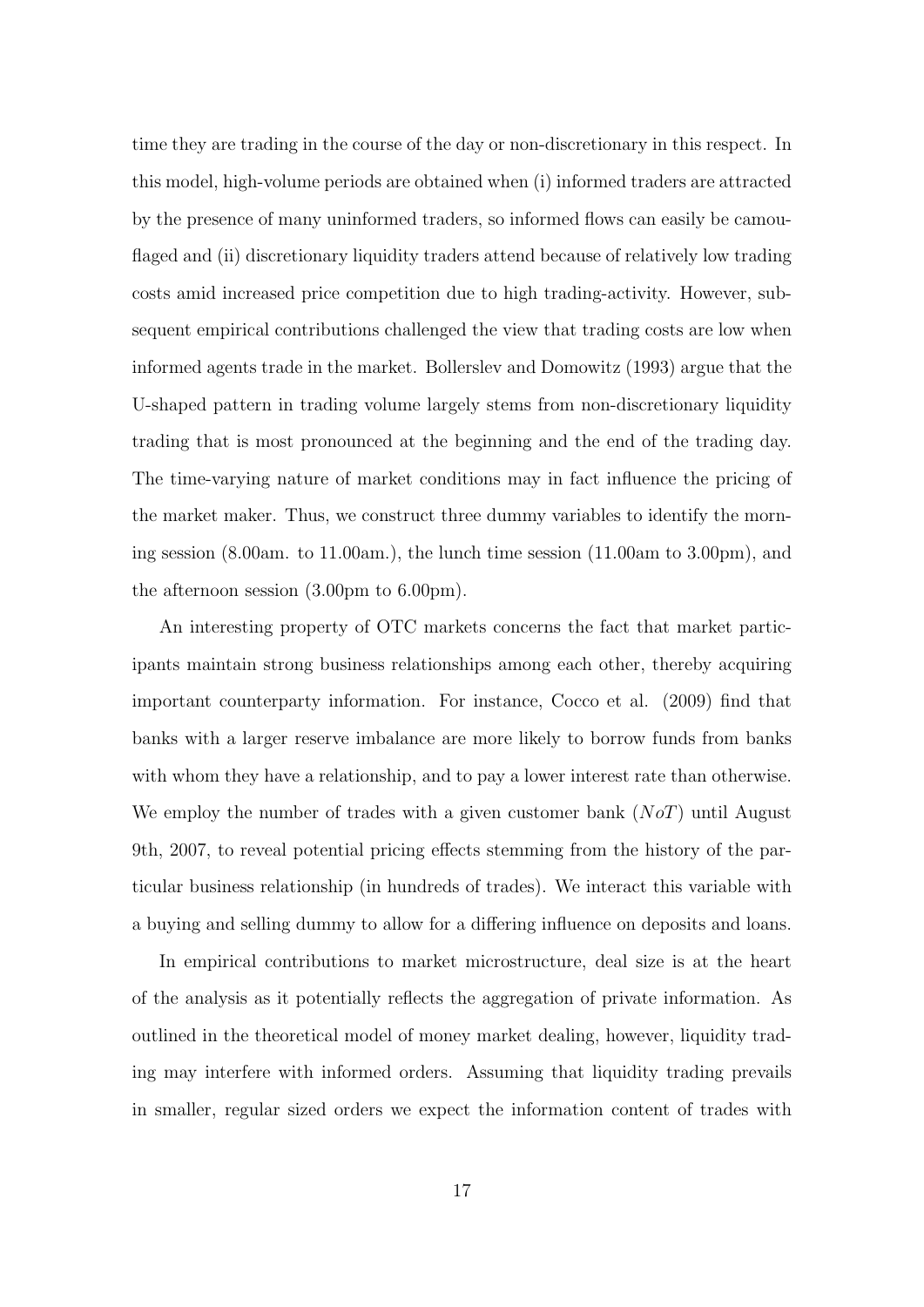time they are trading in the course of the day or non-discretionary in this respect. In this model, high-volume periods are obtained when (i) informed traders are attracted by the presence of many uninformed traders, so informed flows can easily be camouflaged and (ii) discretionary liquidity traders attend because of relatively low trading costs amid increased price competition due to high trading-activity. However, subsequent empirical contributions challenged the view that trading costs are low when informed agents trade in the market. Bollerslev and Domowitz (1993) argue that the U-shaped pattern in trading volume largely stems from non-discretionary liquidity trading that is most pronounced at the beginning and the end of the trading day. The time-varying nature of market conditions may in fact influence the pricing of the market maker. Thus, we construct three dummy variables to identify the morning session (8.00am. to 11.00am.), the lunch time session (11.00am to 3.00pm), and the afternoon session (3.00pm to 6.00pm).

An interesting property of OTC markets concerns the fact that market participants maintain strong business relationships among each other, thereby acquiring important counterparty information. For instance, Cocco et al. (2009) find that banks with a larger reserve imbalance are more likely to borrow funds from banks with whom they have a relationship, and to pay a lower interest rate than otherwise. We employ the number of trades with a given customer bank ($NoT$) until August 9th, 2007, to reveal potential pricing effects stemming from the history of the particular business relationship (in hundreds of trades). We interact this variable with a buying and selling dummy to allow for a differing influence on deposits and loans.

In empirical contributions to market microstructure, deal size is at the heart of the analysis as it potentially reflects the aggregation of private information. As outlined in the theoretical model of money market dealing, however, liquidity trading may interfere with informed orders. Assuming that liquidity trading prevails in smaller, regular sized orders we expect the information content of trades with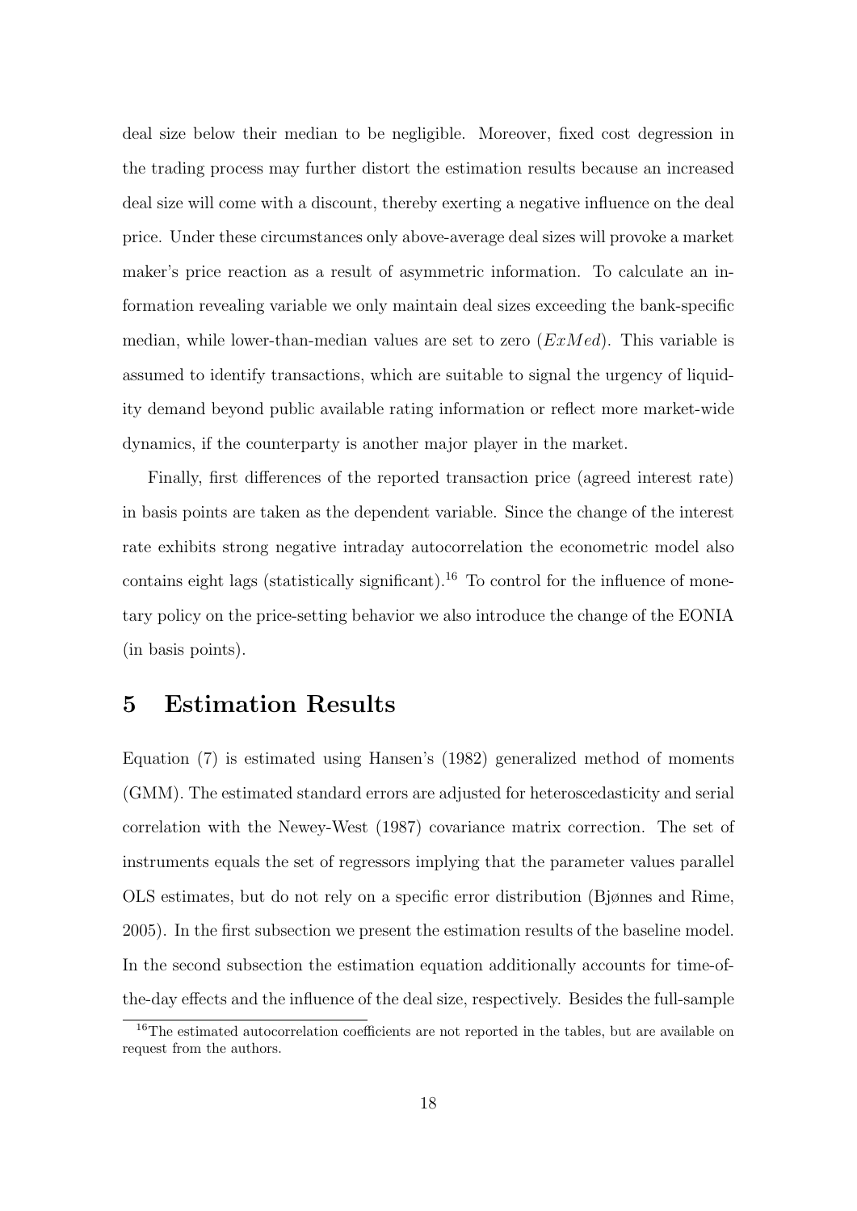deal size below their median to be negligible. Moreover, fixed cost degression in the trading process may further distort the estimation results because an increased deal size will come with a discount, thereby exerting a negative influence on the deal price. Under these circumstances only above-average deal sizes will provoke a market maker's price reaction as a result of asymmetric information. To calculate an information revealing variable we only maintain deal sizes exceeding the bank-specific median, while lower-than-median values are set to zero ($ExMed$). This variable is assumed to identify transactions, which are suitable to signal the urgency of liquidity demand beyond public available rating information or reflect more market-wide dynamics, if the counterparty is another major player in the market.

Finally, first differences of the reported transaction price (agreed interest rate) in basis points are taken as the dependent variable. Since the change of the interest rate exhibits strong negative intraday autocorrelation the econometric model also contains eight lags (statistically significant).[16] To control for the influence of monetary policy on the price-setting behavior we also introduce the change of the EONIA (in basis points).

# 5 Estimation Results

Equation (7) is estimated using Hansen's (1982) generalized method of moments (GMM). The estimated standard errors are adjusted for heteroscedasticity and serial correlation with the Newey-West (1987) covariance matrix correction. The set of instruments equals the set of regressors implying that the parameter values parallel OLS estimates, but do not rely on a specific error distribution (Bjønnes and Rime, 2005). In the first subsection we present the estimation results of the baseline model. In the second subsection the estimation equation additionally accounts for time-of-the-day effects and the influence of the deal size, respectively. Besides the full-sample

[16] The estimated autocorrelation coefficients are not reported in the tables, but are available on request from the authors.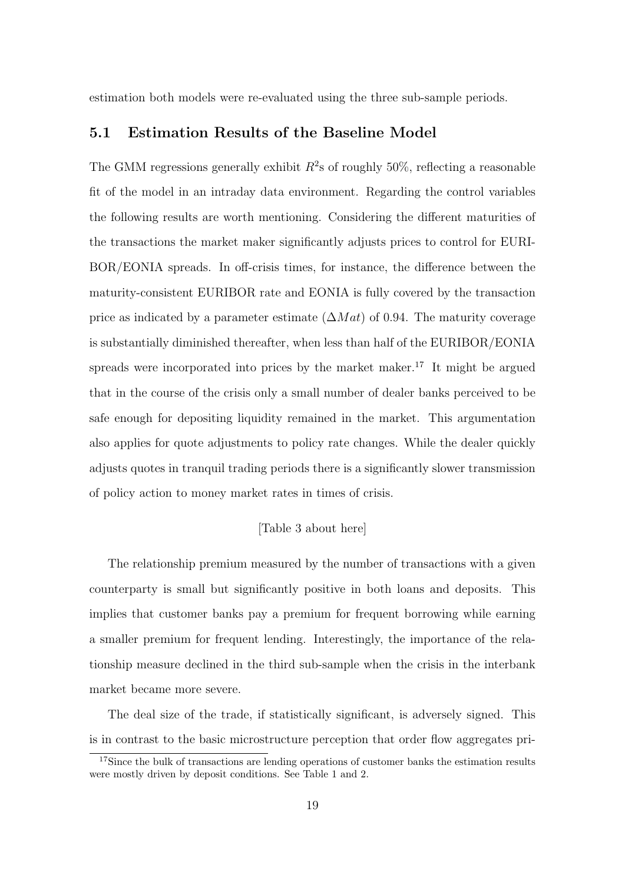estimation both models were re-evaluated using the three sub-sample periods.

## 5.1 Estimation Results of the Baseline Model

The GMM regressions generally exhibit $R^2$s of roughly 50%, reflecting a reasonable fit of the model in an intraday data environment. Regarding the control variables the following results are worth mentioning. Considering the different maturities of the transactions the market maker significantly adjusts prices to control for EURIBOR/EONIA spreads. In off-crisis times, for instance, the difference between the maturity-consistent EURIBOR rate and EONIA is fully covered by the transaction price as indicated by a parameter estimate ($\Delta Mat$) of 0.94. The maturity coverage is substantially diminished thereafter, when less than half of the EURIBOR/EONIA spreads were incorporated into prices by the market maker.[17] It might be argued that in the course of the crisis only a small number of dealer banks perceived to be safe enough for depositing liquidity remained in the market. This argumentation also applies for quote adjustments to policy rate changes. While the dealer quickly adjusts quotes in tranquil trading periods there is a significantly slower transmission of policy action to money market rates in times of crisis.

[Table 3 about here]

The relationship premium measured by the number of transactions with a given counterparty is small but significantly positive in both loans and deposits. This implies that customer banks pay a premium for frequent borrowing while earning a smaller premium for frequent lending. Interestingly, the importance of the relationship measure declined in the third sub-sample when the crisis in the interbank market became more severe.

The deal size of the trade, if statistically significant, is adversely signed. This is in contrast to the basic microstructure perception that order flow aggregates pri-

[17] Since the bulk of transactions are lending operations of customer banks the estimation results were mostly driven by deposit conditions. See Table 1 and 2.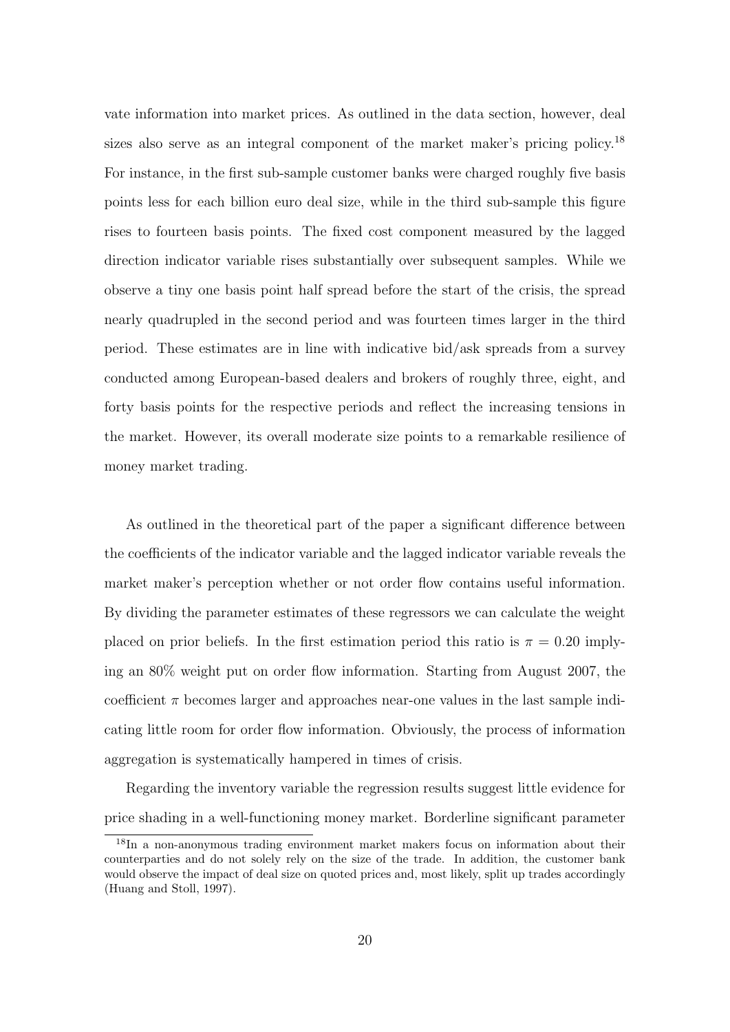vate information into market prices. As outlined in the data section, however, deal sizes also serve as an integral component of the market maker's pricing policy.[18] For instance, in the first sub-sample customer banks were charged roughly five basis points less for each billion euro deal size, while in the third sub-sample this figure rises to fourteen basis points. The fixed cost component measured by the lagged direction indicator variable rises substantially over subsequent samples. While we observe a tiny one basis point half spread before the start of the crisis, the spread nearly quadrupled in the second period and was fourteen times larger in the third period. These estimates are in line with indicative bid/ask spreads from a survey conducted among European-based dealers and brokers of roughly three, eight, and forty basis points for the respective periods and reflect the increasing tensions in the market. However, its overall moderate size points to a remarkable resilience of money market trading.

As outlined in the theoretical part of the paper a significant difference between the coefficients of the indicator variable and the lagged indicator variable reveals the market maker's perception whether or not order flow contains useful information. By dividing the parameter estimates of these regressors we can calculate the weight placed on prior beliefs. In the first estimation period this ratio is $\pi = 0.20$ implying an 80% weight put on order flow information. Starting from August 2007, the coefficient $\pi$ becomes larger and approaches near-one values in the last sample indicating little room for order flow information. Obviously, the process of information aggregation is systematically hampered in times of crisis.

Regarding the inventory variable the regression results suggest little evidence for price shading in a well-functioning money market. Borderline significant parameter

[18] In a non-anonymous trading environment market makers focus on information about their counterparties and do not solely rely on the size of the trade. In addition, the customer bank would observe the impact of deal size on quoted prices and, most likely, split up trades accordingly (Huang and Stoll, 1997).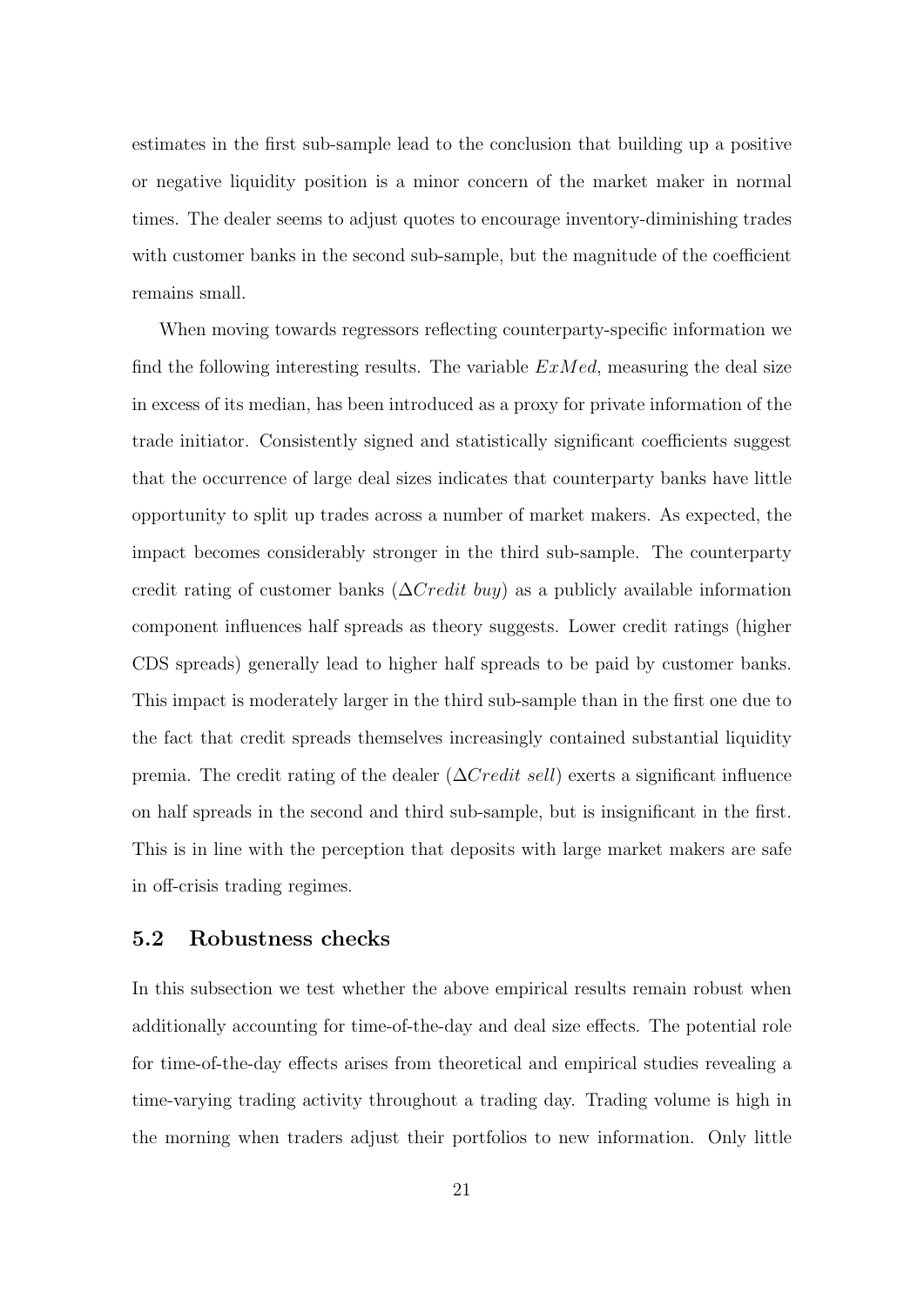estimates in the first sub-sample lead to the conclusion that building up a positive or negative liquidity position is a minor concern of the market maker in normal times. The dealer seems to adjust quotes to encourage inventory-diminishing trades with customer banks in the second sub-sample, but the magnitude of the coefficient remains small.

When moving towards regressors reflecting counterparty-specific information we find the following interesting results. The variable $ExMed$, measuring the deal size in excess of its median, has been introduced as a proxy for private information of the trade initiator. Consistently signed and statistically significant coefficients suggest that the occurrence of large deal sizes indicates that counterparty banks have little opportunity to split up trades across a number of market makers. As expected, the impact becomes considerably stronger in the third sub-sample. The counterparty credit rating of customer banks ($\Delta Credit\ buy$) as a publicly available information component influences half spreads as theory suggests. Lower credit ratings (higher CDS spreads) generally lead to higher half spreads to be paid by customer banks. This impact is moderately larger in the third sub-sample than in the first one due to the fact that credit spreads themselves increasingly contained substantial liquidity premia. The credit rating of the dealer ($\Delta Credit\ sell$) exerts a significant influence on half spreads in the second and third sub-sample, but is insignificant in the first. This is in line with the perception that deposits with large market makers are safe in off-crisis trading regimes.

## 5.2 Robustness checks

In this subsection we test whether the above empirical results remain robust when additionally accounting for time-of-the-day and deal size effects. The potential role for time-of-the-day effects arises from theoretical and empirical studies revealing a time-varying trading activity throughout a trading day. Trading volume is high in the morning when traders adjust their portfolios to new information. Only little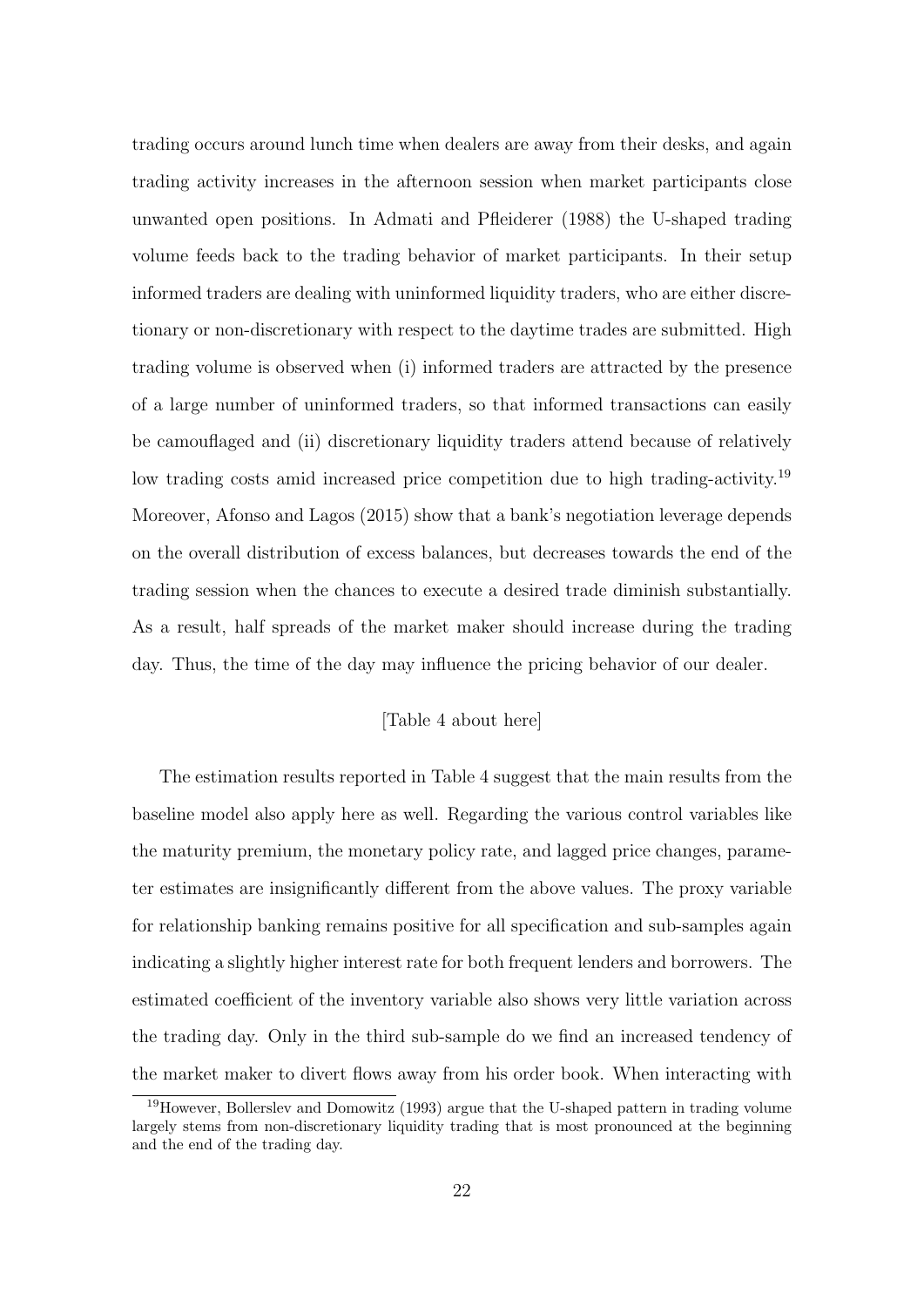trading occurs around lunch time when dealers are away from their desks, and again trading activity increases in the afternoon session when market participants close unwanted open positions. In Admati and Pfleiderer (1988) the U-shaped trading volume feeds back to the trading behavior of market participants. In their setup informed traders are dealing with uninformed liquidity traders, who are either discretionary or non-discretionary with respect to the daytime trades are submitted. High trading volume is observed when (i) informed traders are attracted by the presence of a large number of uninformed traders, so that informed transactions can easily be camouflaged and (ii) discretionary liquidity traders attend because of relatively low trading costs amid increased price competition due to high trading-activity.[19] Moreover, Afonso and Lagos (2015) show that a bank's negotiation leverage depends on the overall distribution of excess balances, but decreases towards the end of the trading session when the chances to execute a desired trade diminish substantially. As a result, half spreads of the market maker should increase during the trading day. Thus, the time of the day may influence the pricing behavior of our dealer.

[Table 4 about here]

The estimation results reported in Table 4 suggest that the main results from the baseline model also apply here as well. Regarding the various control variables like the maturity premium, the monetary policy rate, and lagged price changes, parameter estimates are insignificantly different from the above values. The proxy variable for relationship banking remains positive for all specification and sub-samples again indicating a slightly higher interest rate for both frequent lenders and borrowers. The estimated coefficient of the inventory variable also shows very little variation across the trading day. Only in the third sub-sample do we find an increased tendency of the market maker to divert flows away from his order book. When interacting with

[19] However, Bollerslev and Domowitz (1993) argue that the U-shaped pattern in trading volume largely stems from non-discretionary liquidity trading that is most pronounced at the beginning and the end of the trading day.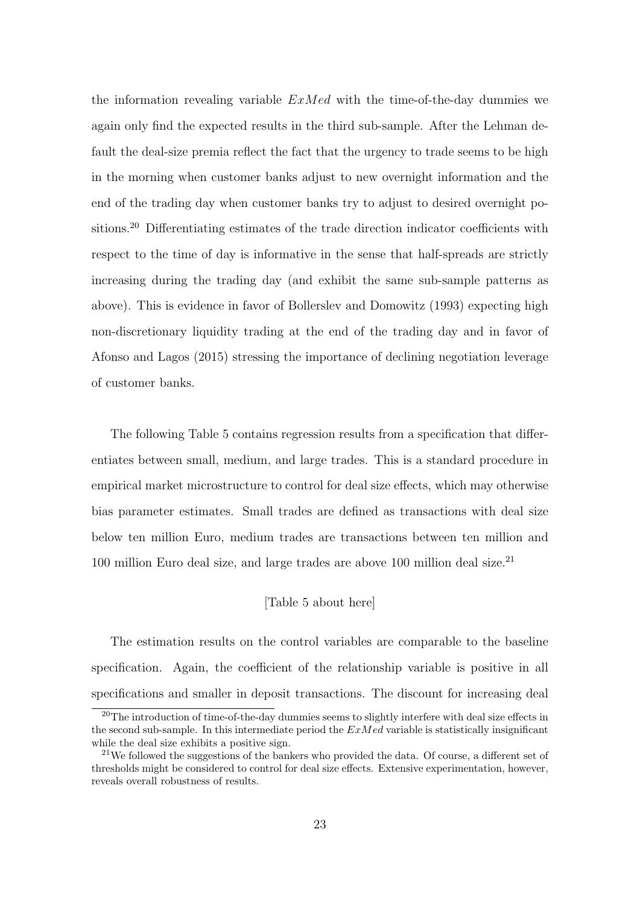the information revealing variable $ExMed$ with the time-of-the-day dummies we again only find the expected results in the third sub-sample. After the Lehman default the deal-size premia reflect the fact that the urgency to trade seems to be high in the morning when customer banks adjust to new overnight information and the end of the trading day when customer banks try to adjust to desired overnight positions.[20] Differentiating estimates of the trade direction indicator coefficients with respect to the time of day is informative in the sense that half-spreads are strictly increasing during the trading day (and exhibit the same sub-sample patterns as above). This is evidence in favor of Bollerslev and Domowitz (1993) expecting high non-discretionary liquidity trading at the end of the trading day and in favor of Afonso and Lagos (2015) stressing the importance of declining negotiation leverage of customer banks.

The following Table 5 contains regression results from a specification that differentiates between small, medium, and large trades. This is a standard procedure in empirical market microstructure to control for deal size effects, which may otherwise bias parameter estimates. Small trades are defined as transactions with deal size below ten million Euro, medium trades are transactions between ten million and 100 million Euro deal size, and large trades are above 100 million deal size.[21]

[Table 5 about here]

The estimation results on the control variables are comparable to the baseline specification. Again, the coefficient of the relationship variable is positive in all specifications and smaller in deposit transactions. The discount for increasing deal

[20] The introduction of time-of-the-day dummies seems to slightly interfere with deal size effects in the second sub-sample. In this intermediate period the $ExMed$ variable is statistically insignificant while the deal size exhibits a positive sign.

[21] We followed the suggestions of the bankers who provided the data. Of course, a different set of thresholds might be considered to control for deal size effects. Extensive experimentation, however, reveals overall robustness of results.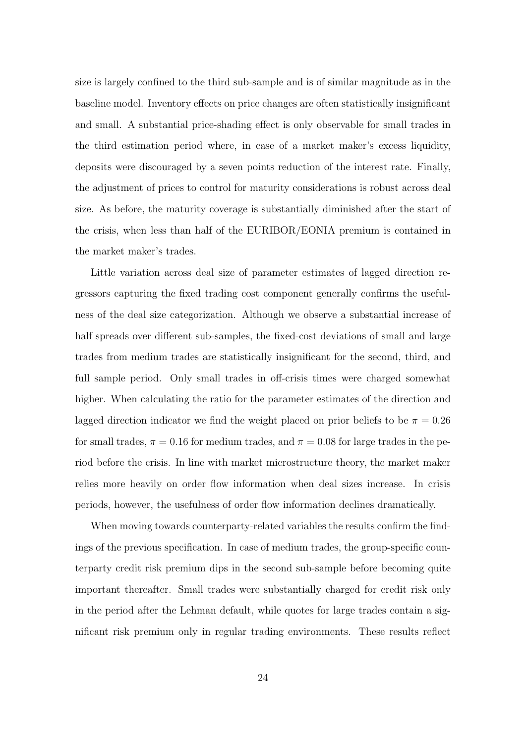size is largely confined to the third sub-sample and is of similar magnitude as in the baseline model. Inventory effects on price changes are often statistically insignificant and small. A substantial price-shading effect is only observable for small trades in the third estimation period where, in case of a market maker's excess liquidity, deposits were discouraged by a seven points reduction of the interest rate. Finally, the adjustment of prices to control for maturity considerations is robust across deal size. As before, the maturity coverage is substantially diminished after the start of the crisis, when less than half of the EURIBOR/EONIA premium is contained in the market maker's trades.

Little variation across deal size of parameter estimates of lagged direction regressors capturing the fixed trading cost component generally confirms the usefulness of the deal size categorization. Although we observe a substantial increase of half spreads over different sub-samples, the fixed-cost deviations of small and large trades from medium trades are statistically insignificant for the second, third, and full sample period. Only small trades in off-crisis times were charged somewhat higher. When calculating the ratio for the parameter estimates of the direction and lagged direction indicator we find the weight placed on prior beliefs to be $\pi = 0.26$ for small trades, $\pi = 0.16$ for medium trades, and $\pi = 0.08$ for large trades in the period before the crisis. In line with market microstructure theory, the market maker relies more heavily on order flow information when deal sizes increase. In crisis periods, however, the usefulness of order flow information declines dramatically.

When moving towards counterparty-related variables the results confirm the findings of the previous specification. In case of medium trades, the group-specific counterparty credit risk premium dips in the second sub-sample before becoming quite important thereafter. Small trades were substantially charged for credit risk only in the period after the Lehman default, while quotes for large trades contain a significant risk premium only in regular trading environments. These results reflect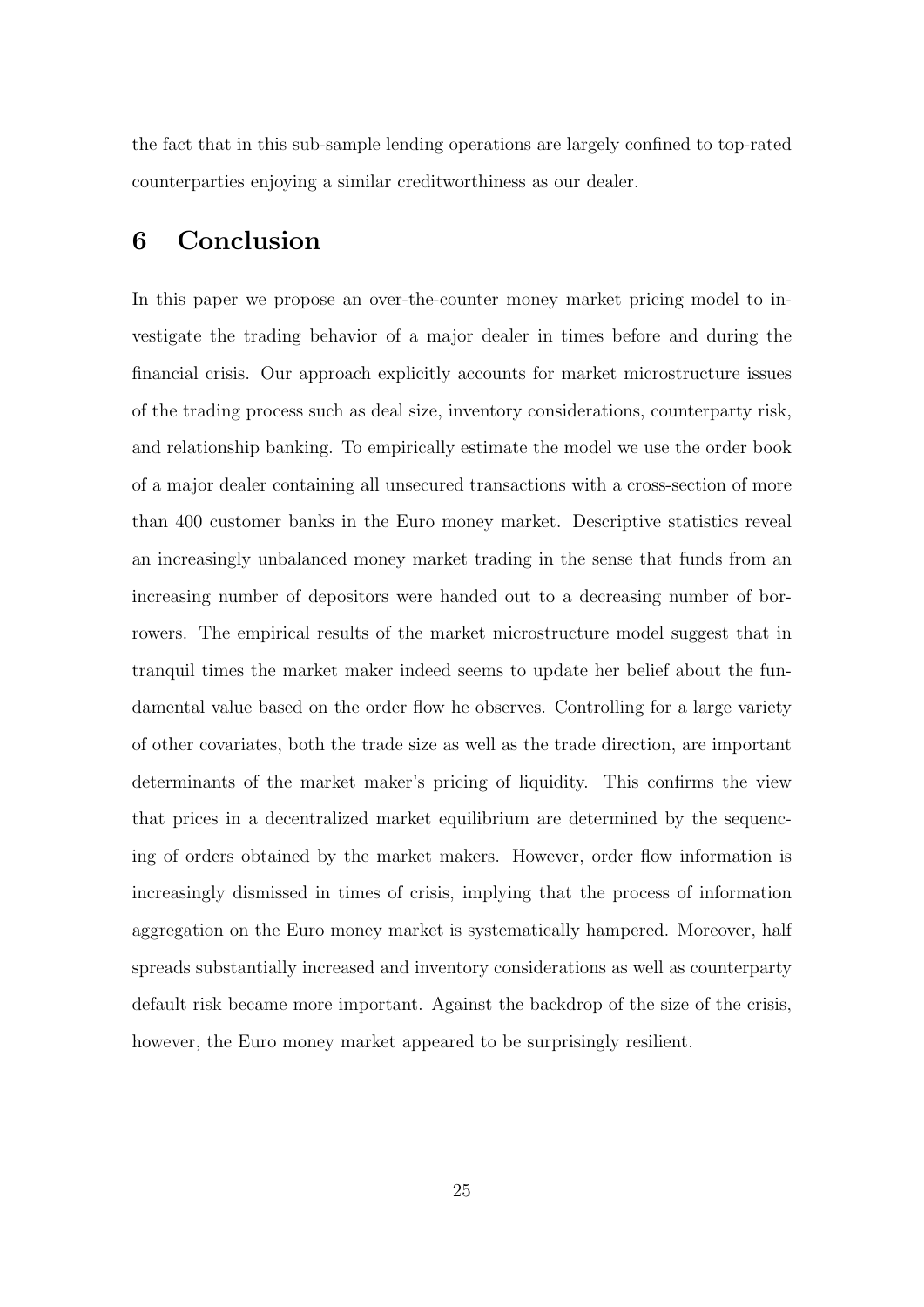the fact that in this sub-sample lending operations are largely confined to top-rated counterparties enjoying a similar creditworthiness as our dealer.

## 6 Conclusion

In this paper we propose an over-the-counter money market pricing model to investigate the trading behavior of a major dealer in times before and during the financial crisis. Our approach explicitly accounts for market microstructure issues of the trading process such as deal size, inventory considerations, counterparty risk, and relationship banking. To empirically estimate the model we use the order book of a major dealer containing all unsecured transactions with a cross-section of more than 400 customer banks in the Euro money market. Descriptive statistics reveal an increasingly unbalanced money market trading in the sense that funds from an increasing number of depositors were handed out to a decreasing number of borrowers. The empirical results of the market microstructure model suggest that in tranquil times the market maker indeed seems to update her belief about the fundamental value based on the order flow he observes. Controlling for a large variety of other covariates, both the trade size as well as the trade direction, are important determinants of the market maker's pricing of liquidity. This confirms the view that prices in a decentralized market equilibrium are determined by the sequencing of orders obtained by the market makers. However, order flow information is increasingly dismissed in times of crisis, implying that the process of information aggregation on the Euro money market is systematically hampered. Moreover, half spreads substantially increased and inventory considerations as well as counterparty default risk became more important. Against the backdrop of the size of the crisis, however, the Euro money market appeared to be surprisingly resilient.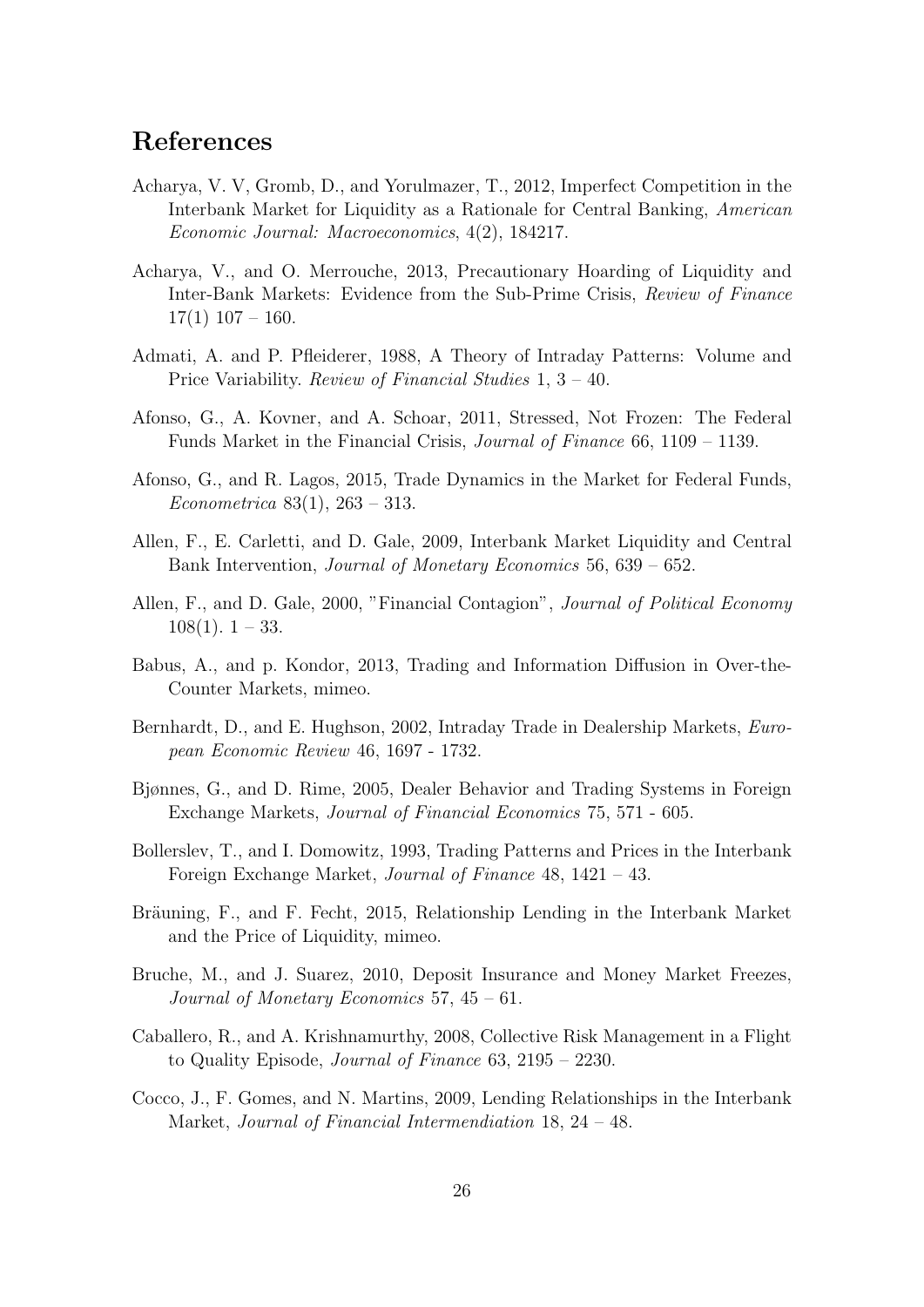## References

Acharya, V. V, Gromb, D., and Yorulmazer, T., 2012, Imperfect Competition in the Interbank Market for Liquidity as a Rationale for Central Banking, *American Economic Journal: Macroeconomics*, 4(2), 184217.

Acharya, V., and O. Merrouche, 2013, Precautionary Hoarding of Liquidity and Inter-Bank Markets: Evidence from the Sub-Prime Crisis, *Review of Finance* 17(1) 107 – 160.

Admati, A. and P. Pfleiderer, 1988, A Theory of Intraday Patterns: Volume and Price Variability. *Review of Financial Studies* 1, 3 – 40.

Afonso, G., A. Kovner, and A. Schoar, 2011, Stressed, Not Frozen: The Federal Funds Market in the Financial Crisis, *Journal of Finance* 66, 1109 – 1139.

Afonso, G., and R. Lagos, 2015, Trade Dynamics in the Market for Federal Funds, *Econometrica* 83(1), 263 – 313.

Allen, F., E. Carletti, and D. Gale, 2009, Interbank Market Liquidity and Central Bank Intervention, *Journal of Monetary Economics* 56, 639 – 652.

Allen, F., and D. Gale, 2000, "Financial Contagion", *Journal of Political Economy* 108(1). 1 – 33.

Babus, A., and p. Kondor, 2013, Trading and Information Diffusion in Over-the-Counter Markets, mimeo.

Bernhardt, D., and E. Hughson, 2002, Intraday Trade in Dealership Markets, *European Economic Review* 46, 1697 - 1732.

Bjønnes, G., and D. Rime, 2005, Dealer Behavior and Trading Systems in Foreign Exchange Markets, *Journal of Financial Economics* 75, 571 - 605.

Bollerslev, T., and I. Domowitz, 1993, Trading Patterns and Prices in the Interbank Foreign Exchange Market, *Journal of Finance* 48, 1421 – 43.

Bräuning, F., and F. Fecht, 2015, Relationship Lending in the Interbank Market and the Price of Liquidity, mimeo.

Bruche, M., and J. Suarez, 2010, Deposit Insurance and Money Market Freezes, *Journal of Monetary Economics* 57, 45 – 61.

Caballero, R., and A. Krishnamurthy, 2008, Collective Risk Management in a Flight to Quality Episode, *Journal of Finance* 63, 2195 – 2230.

Cocco, J., F. Gomes, and N. Martins, 2009, Lending Relationships in the Interbank Market, *Journal of Financial Intermendiation* 18, 24 – 48.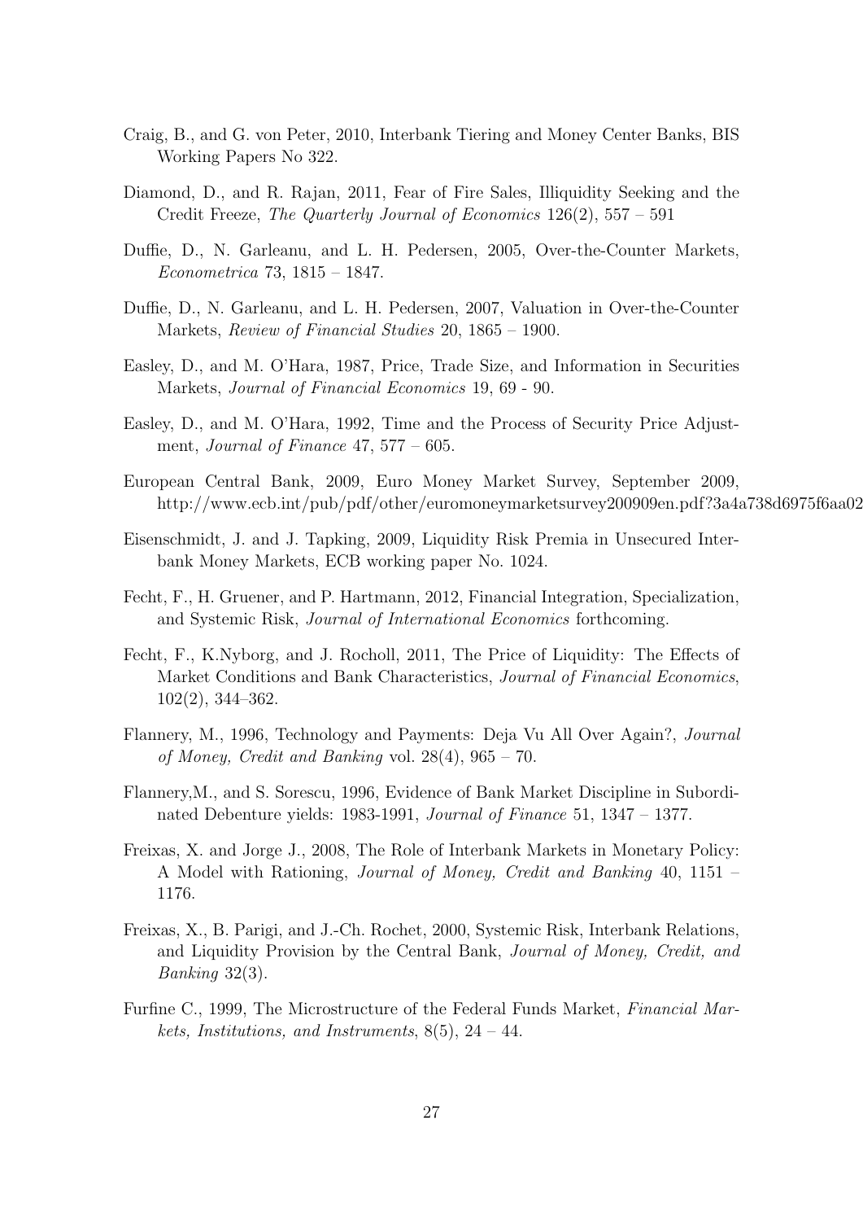Craig, B., and G. von Peter, 2010, Interbank Tiering and Money Center Banks, BIS Working Papers No 322.

Diamond, D., and R. Rajan, 2011, Fear of Fire Sales, Illiquidity Seeking and the Credit Freeze, *The Quarterly Journal of Economics* 126(2), 557 – 591

Duffie, D., N. Garleanu, and L. H. Pedersen, 2005, Over-the-Counter Markets, *Econometrica* 73, 1815 – 1847.

Duffie, D., N. Garleanu, and L. H. Pedersen, 2007, Valuation in Over-the-Counter Markets, *Review of Financial Studies* 20, 1865 – 1900.

Easley, D., and M. O'Hara, 1987, Price, Trade Size, and Information in Securities Markets, *Journal of Financial Economics* 19, 69 - 90.

Easley, D., and M. O'Hara, 1992, Time and the Process of Security Price Adjustment, *Journal of Finance* 47, 577 – 605.

European Central Bank, 2009, Euro Money Market Survey, September 2009, http://www.ecb.int/pub/pdf/other/euromoneymarketsurvey200909en.pdf?3a4a738d6975f6aa02

Eisenschmidt, J. and J. Tapking, 2009, Liquidity Risk Premia in Unsecured Interbank Money Markets, ECB working paper No. 1024.

Fecht, F., H. Gruener, and P. Hartmann, 2012, Financial Integration, Specialization, and Systemic Risk, *Journal of International Economics* forthcoming.

Fecht, F., K.Nyborg, and J. Rocholl, 2011, The Price of Liquidity: The Effects of Market Conditions and Bank Characteristics, *Journal of Financial Economics*, 102(2), 344–362.

Flannery, M., 1996, Technology and Payments: Deja Vu All Over Again?, *Journal of Money, Credit and Banking* vol. 28(4), 965 – 70.

Flannery,M., and S. Sorescu, 1996, Evidence of Bank Market Discipline in Subordinated Debenture yields: 1983-1991, *Journal of Finance* 51, 1347 – 1377.

Freixas, X. and Jorge J., 2008, The Role of Interbank Markets in Monetary Policy: A Model with Rationing, *Journal of Money, Credit and Banking* 40, 1151 – 1176.

Freixas, X., B. Parigi, and J.-Ch. Rochet, 2000, Systemic Risk, Interbank Relations, and Liquidity Provision by the Central Bank, *Journal of Money, Credit, and Banking* 32(3).

Furfine C., 1999, The Microstructure of the Federal Funds Market, *Financial Markets, Institutions, and Instruments*, 8(5), 24 – 44.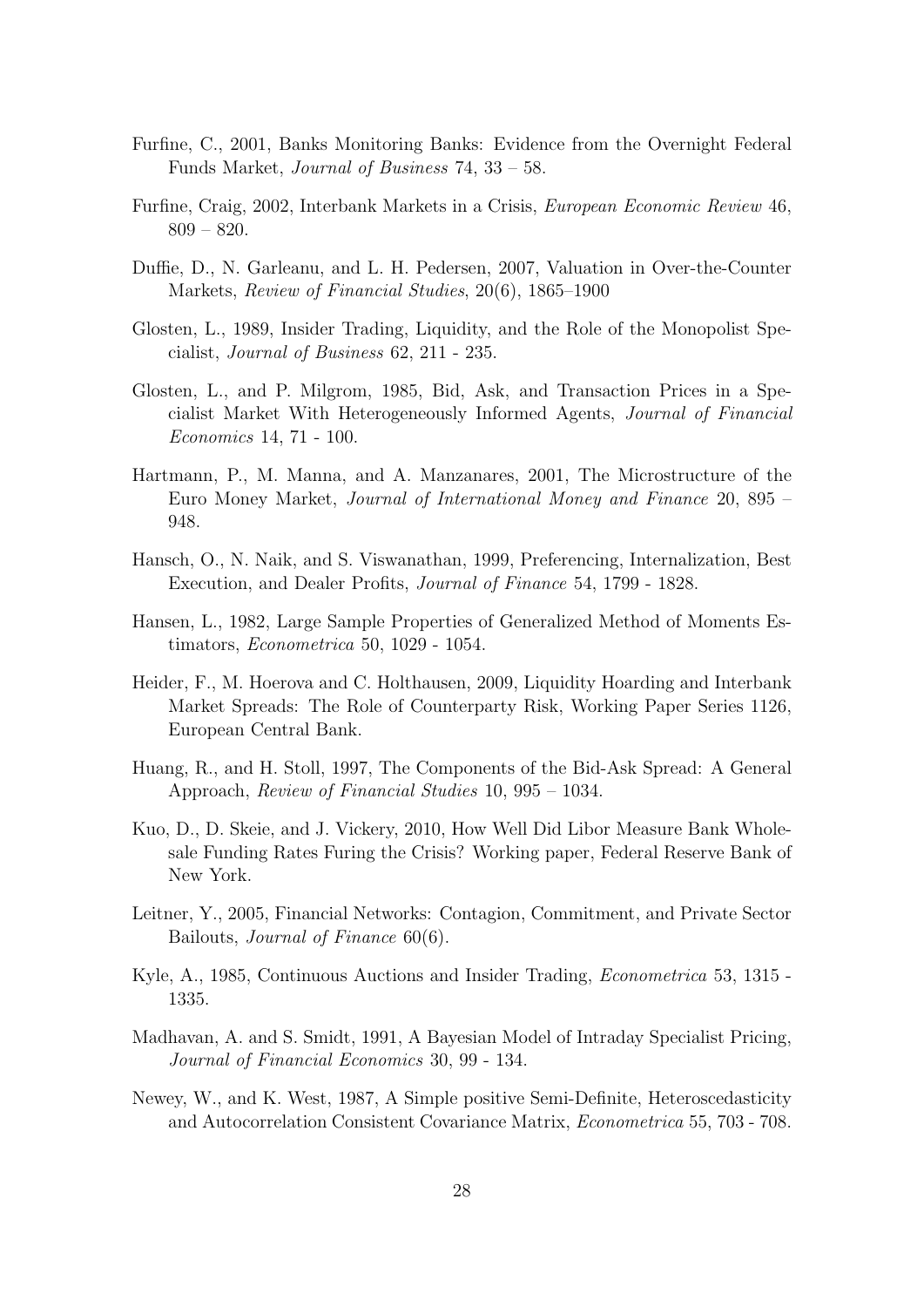Furfine, C., 2001, Banks Monitoring Banks: Evidence from the Overnight Federal Funds Market, *Journal of Business* 74, 33 – 58.

Furfine, Craig, 2002, Interbank Markets in a Crisis, *European Economic Review* 46, 809 – 820.

Duffie, D., N. Garleanu, and L. H. Pedersen, 2007, Valuation in Over-the-Counter Markets, *Review of Financial Studies*, 20(6), 1865–1900

Glosten, L., 1989, Insider Trading, Liquidity, and the Role of the Monopolist Specialist, *Journal of Business* 62, 211 - 235.

Glosten, L., and P. Milgrom, 1985, Bid, Ask, and Transaction Prices in a Specialist Market With Heterogeneously Informed Agents, *Journal of Financial Economics* 14, 71 - 100.

Hartmann, P., M. Manna, and A. Manzanares, 2001, The Microstructure of the Euro Money Market, *Journal of International Money and Finance* 20, 895 – 948.

Hansch, O., N. Naik, and S. Viswanathan, 1999, Preferencing, Internalization, Best Execution, and Dealer Profits, *Journal of Finance* 54, 1799 - 1828.

Hansen, L., 1982, Large Sample Properties of Generalized Method of Moments Estimators, *Econometrica* 50, 1029 - 1054.

Heider, F., M. Hoerova and C. Holthausen, 2009, Liquidity Hoarding and Interbank Market Spreads: The Role of Counterparty Risk, Working Paper Series 1126, European Central Bank.

Huang, R., and H. Stoll, 1997, The Components of the Bid-Ask Spread: A General Approach, *Review of Financial Studies* 10, 995 – 1034.

Kuo, D., D. Skeie, and J. Vickery, 2010, How Well Did Libor Measure Bank Wholesale Funding Rates Furing the Crisis? Working paper, Federal Reserve Bank of New York.

Leitner, Y., 2005, Financial Networks: Contagion, Commitment, and Private Sector Bailouts, *Journal of Finance* 60(6).

Kyle, A., 1985, Continuous Auctions and Insider Trading, *Econometrica* 53, 1315 - 1335.

Madhavan, A. and S. Smidt, 1991, A Bayesian Model of Intraday Specialist Pricing, *Journal of Financial Economics* 30, 99 - 134.

Newey, W., and K. West, 1987, A Simple positive Semi-Definite, Heteroscedasticity and Autocorrelation Consistent Covariance Matrix, *Econometrica* 55, 703 - 708.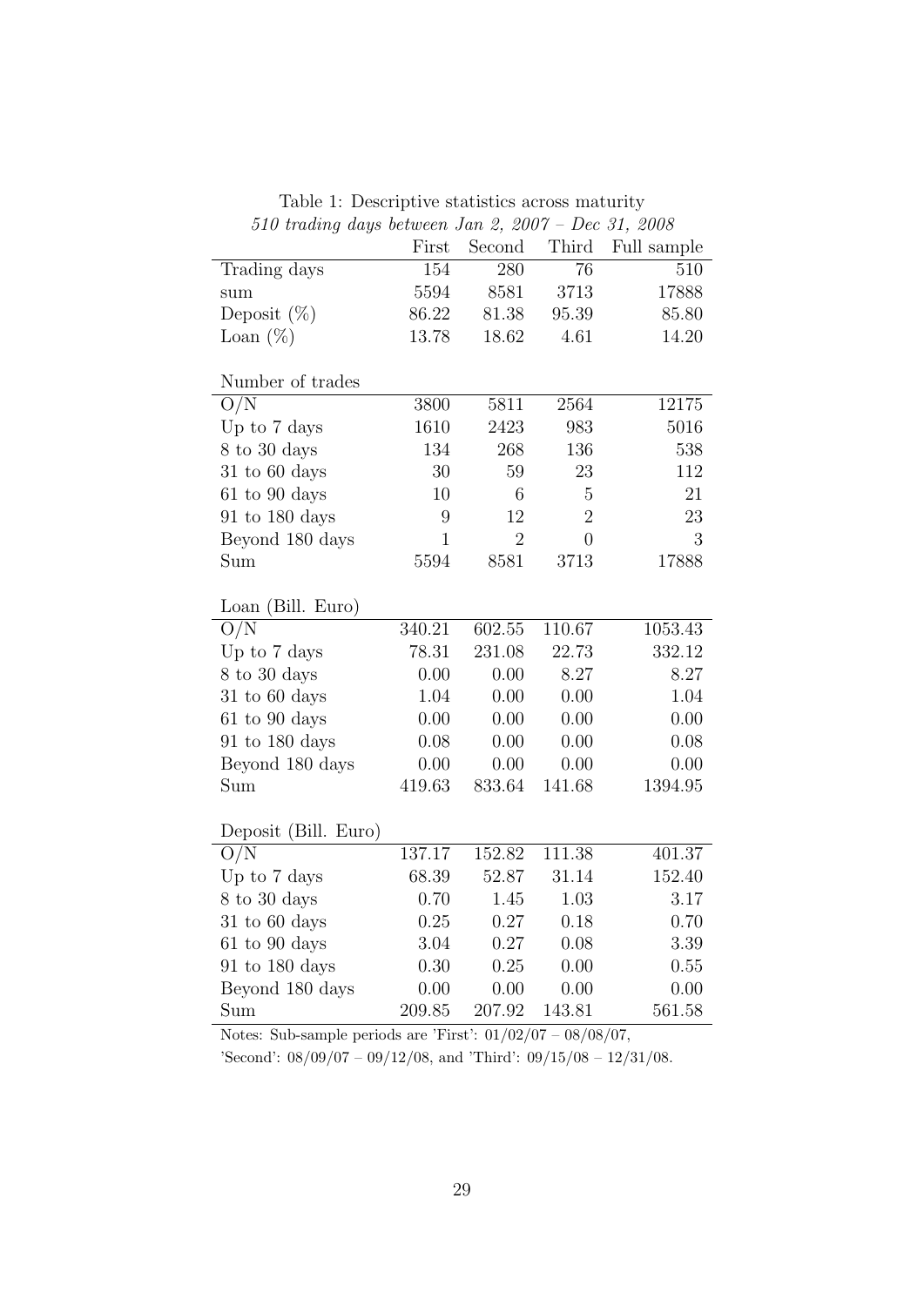Table 1: Descriptive statistics across maturity

*510 trading days between Jan 2, 2007 – Dec 31, 2008*

| | First | Second | Third | Full sample |
|---|---|---|---|---|
| Trading days | 154 | 280 | 76 | 510 |
| sum | 5594 | 8581 | 3713 | 17888 |
| Deposit (%) | 86.22 | 81.38 | 95.39 | 85.80 |
| Loan (%) | 13.78 | 18.62 | 4.61 | 14.20 |
| | | | | |
| Number of trades | | | | |
| O/N | 3800 | 5811 | 2564 | 12175 |
| Up to 7 days | 1610 | 2423 | 983 | 5016 |
| 8 to 30 days | 134 | 268 | 136 | 538 |
| 31 to 60 days | 30 | 59 | 23 | 112 |
| 61 to 90 days | 10 | 6 | 5 | 21 |
| 91 to 180 days | 9 | 12 | 2 | 23 |
| Beyond 180 days | 1 | 2 | 0 | 3 |
| Sum | 5594 | 8581 | 3713 | 17888 |
| | | | | |
| Loan (Bill. Euro) | | | | |
| O/N | 340.21 | 602.55 | 110.67 | 1053.43 |
| Up to 7 days | 78.31 | 231.08 | 22.73 | 332.12 |
| 8 to 30 days | 0.00 | 0.00 | 8.27 | 8.27 |
| 31 to 60 days | 1.04 | 0.00 | 0.00 | 1.04 |
| 61 to 90 days | 0.00 | 0.00 | 0.00 | 0.00 |
| 91 to 180 days | 0.08 | 0.00 | 0.00 | 0.08 |
| Beyond 180 days | 0.00 | 0.00 | 0.00 | 0.00 |
| Sum | 419.63 | 833.64 | 141.68 | 1394.95 |
| | | | | |
| Deposit (Bill. Euro) | | | | |
| O/N | 137.17 | 152.82 | 111.38 | 401.37 |
| Up to 7 days | 68.39 | 52.87 | 31.14 | 152.40 |
| 8 to 30 days | 0.70 | 1.45 | 1.03 | 3.17 |
| 31 to 60 days | 0.25 | 0.27 | 0.18 | 0.70 |
| 61 to 90 days | 3.04 | 0.27 | 0.08 | 3.39 |
| 91 to 180 days | 0.30 | 0.25 | 0.00 | 0.55 |
| Beyond 180 days | 0.00 | 0.00 | 0.00 | 0.00 |
| Sum | 209.85 | 207.92 | 143.81 | 561.58 |

Notes: Sub-sample periods are 'First': 01/02/07 – 08/08/07, 'Second': 08/09/07 – 09/12/08, and 'Third': 09/15/08 – 12/31/08.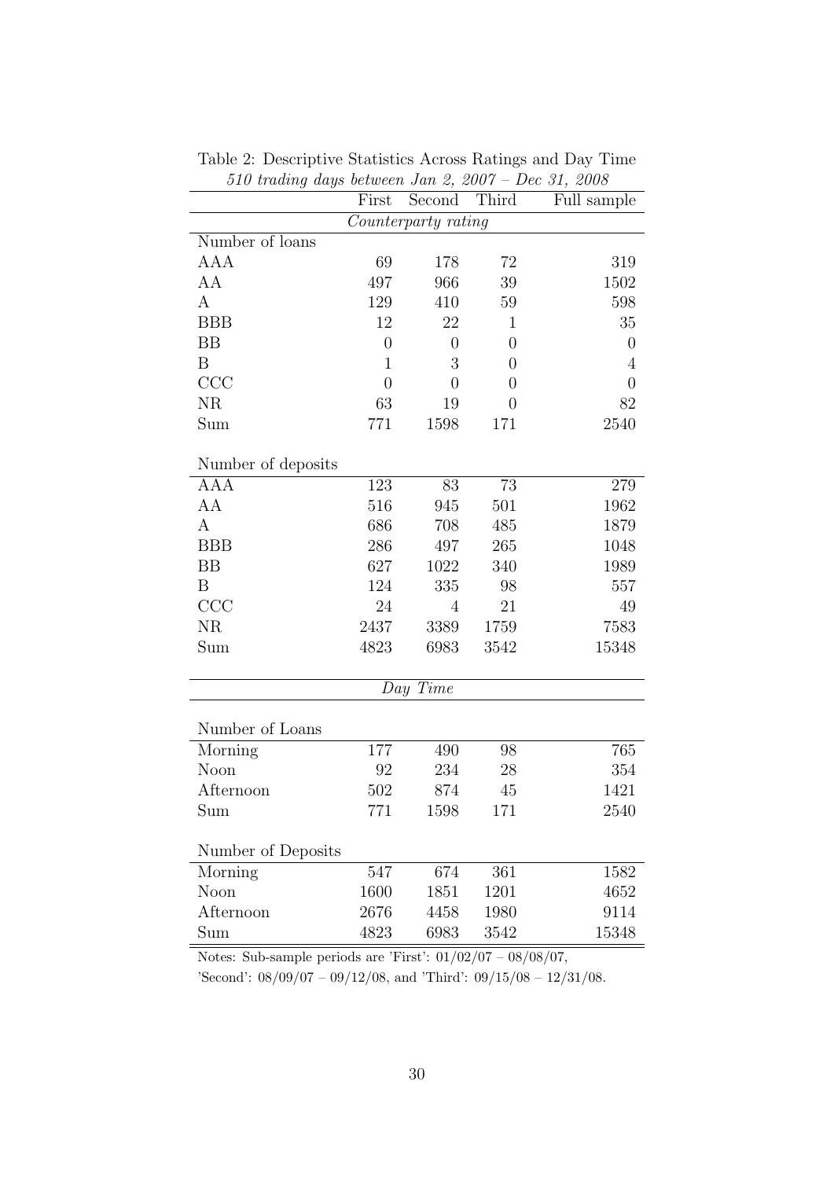Table 2: Descriptive Statistics Across Ratings and Day Time

*510 trading days between Jan 2, 2007 – Dec 31, 2008*

| | First | Second | Third | Full sample |
|---|---|---|---|---|
| *Counterparty rating* | | | | |
| Number of loans | | | | |
| AAA | 69 | 178 | 72 | 319 |
| AA | 497 | 966 | 39 | 1502 |
| A | 129 | 410 | 59 | 598 |
| BBB | 12 | 22 | 1 | 35 |
| BB | 0 | 0 | 0 | 0 |
| B | 1 | 3 | 0 | 4 |
| CCC | 0 | 0 | 0 | 0 |
| NR | 63 | 19 | 0 | 82 |
| Sum | 771 | 1598 | 171 | 2540 |
| Number of deposits | | | | |
| AAA | 123 | 83 | 73 | 279 |
| AA | 516 | 945 | 501 | 1962 |
| A | 686 | 708 | 485 | 1879 |
| BBB | 286 | 497 | 265 | 1048 |
| BB | 627 | 1022 | 340 | 1989 |
| B | 124 | 335 | 98 | 557 |
| CCC | 24 | 4 | 21 | 49 |
| NR | 2437 | 3389 | 1759 | 7583 |
| Sum | 4823 | 6983 | 3542 | 15348 |
| *Day Time* | | | | |
| Number of Loans | | | | |
| Morning | 177 | 490 | 98 | 765 |
| Noon | 92 | 234 | 28 | 354 |
| Afternoon | 502 | 874 | 45 | 1421 |
| Sum | 771 | 1598 | 171 | 2540 |
| Number of Deposits | | | | |
| Morning | 547 | 674 | 361 | 1582 |
| Noon | 1600 | 1851 | 1201 | 4652 |
| Afternoon | 2676 | 4458 | 1980 | 9114 |
| Sum | 4823 | 6983 | 3542 | 15348 |

Notes: Sub-sample periods are 'First': 01/02/07 – 08/08/07, 'Second': 08/09/07 – 09/12/08, and 'Third': 09/15/08 – 12/31/08.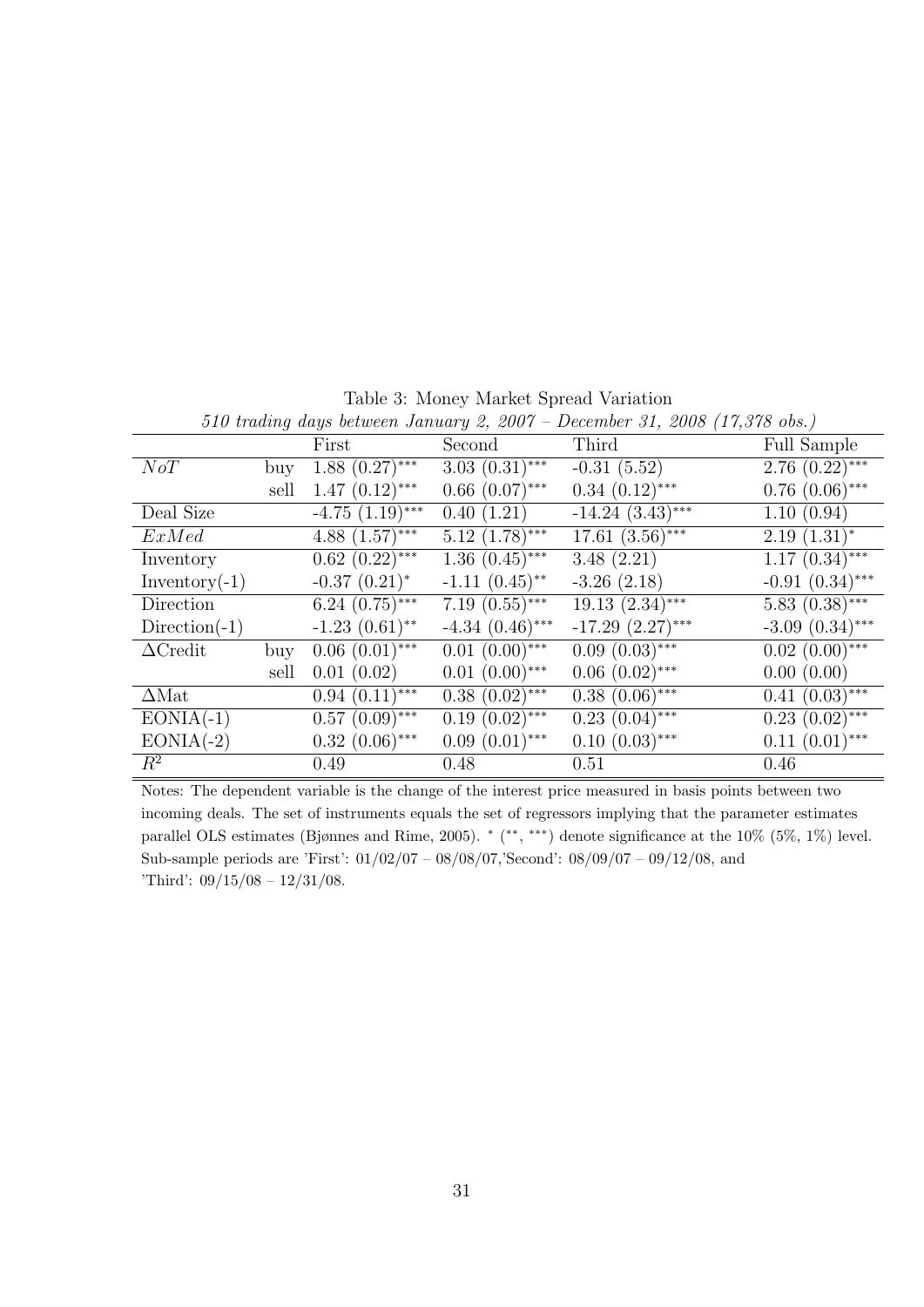Table 3: Money Market Spread Variation

*510 trading days between January 2, 2007 – December 31, 2008 (17,378 obs.)*

| | | First | Second | Third | Full Sample |
|---|---|---|---|---|---|
| *NoT* | buy | 1.88 (0.27)*** | 3.03 (0.31)*** | -0.31 (5.52) | 2.76 (0.22)*** |
| | sell | 1.47 (0.12)*** | 0.66 (0.07)*** | 0.34 (0.12)*** | 0.76 (0.06)*** |
| Deal Size | | -4.75 (1.19)*** | 0.40 (1.21) | -14.24 (3.43)*** | 1.10 (0.94) |
| *ExMed* | | 4.88 (1.57)*** | 5.12 (1.78)*** | 17.61 (3.56)*** | 2.19 (1.31)* |
| Inventory | | 0.62 (0.22)*** | 1.36 (0.45)*** | 3.48 (2.21) | 1.17 (0.34)*** |
| Inventory(-1) | | -0.37 (0.21)* | -1.11 (0.45)** | -3.26 (2.18) | -0.91 (0.34)*** |
| Direction | | 6.24 (0.75)*** | 7.19 (0.55)*** | 19.13 (2.34)*** | 5.83 (0.38)*** |
| Direction(-1) | | -1.23 (0.61)** | -4.34 (0.46)*** | -17.29 (2.27)*** | -3.09 (0.34)*** |
| ΔCredit | buy | 0.06 (0.01)*** | 0.01 (0.00)*** | 0.09 (0.03)*** | 0.02 (0.00)*** |
| | sell | 0.01 (0.02) | 0.01 (0.00)*** | 0.06 (0.02)*** | 0.00 (0.00) |
| ΔMat | | 0.94 (0.11)*** | 0.38 (0.02)*** | 0.38 (0.06)*** | 0.41 (0.03)*** |
| EONIA(-1) | | 0.57 (0.09)*** | 0.19 (0.02)*** | 0.23 (0.04)*** | 0.23 (0.02)*** |
| EONIA(-2) | | 0.32 (0.06)*** | 0.09 (0.01)*** | 0.10 (0.03)*** | 0.11 (0.01)*** |
| $R^2$ | | 0.49 | 0.48 | 0.51 | 0.46 |

Notes: The dependent variable is the change of the interest price measured in basis points between two incoming deals. The set of instruments equals the set of regressors implying that the parameter estimates parallel OLS estimates (Bjønnes and Rime, 2005). * (**, ***) denote significance at the 10% (5%, 1%) level. Sub-sample periods are 'First': 01/02/07 – 08/08/07,'Second': 08/09/07 – 09/12/08, and 'Third': 09/15/08 – 12/31/08.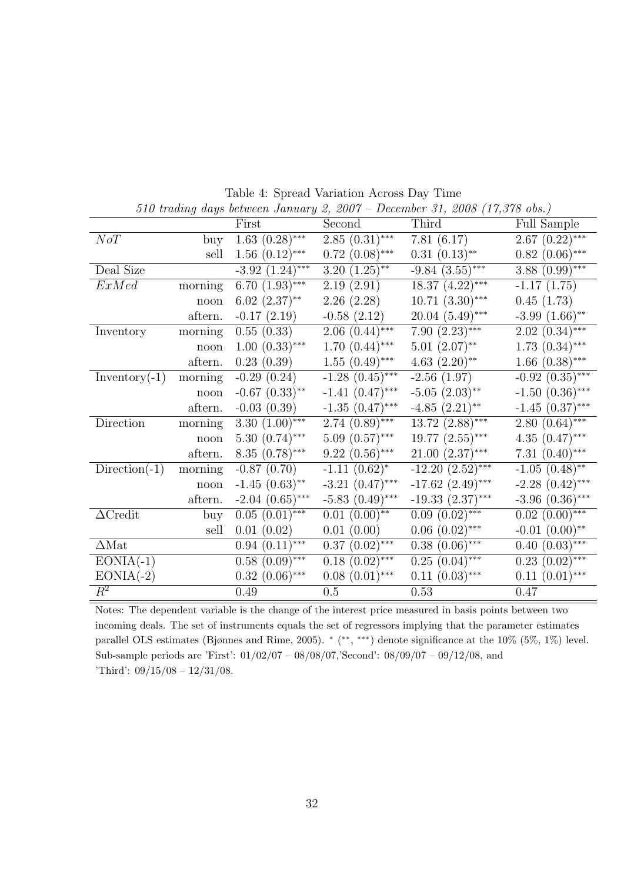Table 4: Spread Variation Across Day Time

*510 trading days between January 2, 2007 – December 31, 2008 (17,378 obs.)*

| | | First | Second | Third | Full Sample |
|---|---|---|---|---|---|
| *NoT* | buy | 1.63 (0.28)$^{***}$ | 2.85 (0.31)$^{***}$ | 7.81 (6.17) | 2.67 (0.22)$^{***}$ |
| | sell | 1.56 (0.12)$^{***}$ | 0.72 (0.08)$^{***}$ | 0.31 (0.13)$^{**}$ | 0.82 (0.06)$^{***}$ |
| Deal Size | | -3.92 (1.24)$^{***}$ | 3.20 (1.25)$^{**}$ | -9.84 (3.55)$^{***}$ | 3.88 (0.99)$^{***}$ |
| *ExMed* | morning | 6.70 (1.93)$^{***}$ | 2.19 (2.91) | 18.37 (4.22)$^{***}$ | -1.17 (1.75) |
| | noon | 6.02 (2.37)$^{**}$ | 2.26 (2.28) | 10.71 (3.30)$^{***}$ | 0.45 (1.73) |
| | aftern. | -0.17 (2.19) | -0.58 (2.12) | 20.04 (5.49)$^{***}$ | -3.99 (1.66)$^{**}$ |
| Inventory | morning | 0.55 (0.33) | 2.06 (0.44)$^{***}$ | 7.90 (2.23)$^{***}$ | 2.02 (0.34)$^{***}$ |
| | noon | 1.00 (0.33)$^{***}$ | 1.70 (0.44)$^{***}$ | 5.01 (2.07)$^{**}$ | 1.73 (0.34)$^{***}$ |
| | aftern. | 0.23 (0.39) | 1.55 (0.49)$^{***}$ | 4.63 (2.20)$^{**}$ | 1.66 (0.38)$^{***}$ |
| Inventory(-1) | morning | -0.29 (0.24) | -1.28 (0.45)$^{***}$ | -2.56 (1.97) | -0.92 (0.35)$^{***}$ |
| | noon | -0.67 (0.33)$^{**}$ | -1.41 (0.47)$^{***}$ | -5.05 (2.03)$^{**}$ | -1.50 (0.36)$^{***}$ |
| | aftern. | -0.03 (0.39) | -1.35 (0.47)$^{***}$ | -4.85 (2.21)$^{**}$ | -1.45 (0.37)$^{***}$ |
| Direction | morning | 3.30 (1.00)$^{***}$ | 2.74 (0.89)$^{***}$ | 13.72 (2.88)$^{***}$ | 2.80 (0.64)$^{***}$ |
| | noon | 5.30 (0.74)$^{***}$ | 5.09 (0.57)$^{***}$ | 19.77 (2.55)$^{***}$ | 4.35 (0.47)$^{***}$ |
| | aftern. | 8.35 (0.78)$^{***}$ | 9.22 (0.56)$^{***}$ | 21.00 (2.37)$^{***}$ | 7.31 (0.40)$^{***}$ |
| Direction(-1) | morning | -0.87 (0.70) | -1.11 (0.62)$^{*}$ | -12.20 (2.52)$^{***}$ | -1.05 (0.48)$^{**}$ |
| | noon | -1.45 (0.63)$^{**}$ | -3.21 (0.47)$^{***}$ | -17.62 (2.49)$^{***}$ | -2.28 (0.42)$^{***}$ |
| | aftern. | -2.04 (0.65)$^{***}$ | -5.83 (0.49)$^{***}$ | -19.33 (2.37)$^{***}$ | -3.96 (0.36)$^{***}$ |
| $\Delta$Credit | buy | 0.05 (0.01)$^{***}$ | 0.01 (0.00)$^{**}$ | 0.09 (0.02)$^{***}$ | 0.02 (0.00)$^{***}$ |
| | sell | 0.01 (0.02) | 0.01 (0.00) | 0.06 (0.02)$^{***}$ | -0.01 (0.00)$^{**}$ |
| $\Delta$Mat | | 0.94 (0.11)$^{***}$ | 0.37 (0.02)$^{***}$ | 0.38 (0.06)$^{***}$ | 0.40 (0.03)$^{***}$ |
| EONIA(-1) | | 0.58 (0.09)$^{***}$ | 0.18 (0.02)$^{***}$ | 0.25 (0.04)$^{***}$ | 0.23 (0.02)$^{***}$ |
| EONIA(-2) | | 0.32 (0.06)$^{***}$ | 0.08 (0.01)$^{***}$ | 0.11 (0.03)$^{***}$ | 0.11 (0.01)$^{***}$ |
| $R^2$ | | 0.49 | 0.5 | 0.53 | 0.47 |

Notes: The dependent variable is the change of the interest price measured in basis points between two incoming deals. The set of instruments equals the set of regressors implying that the parameter estimates parallel OLS estimates (Bjønnes and Rime, 2005). $^{*}$ ($^{**}$, $^{***}$) denote significance at the 10% (5%, 1%) level. Sub-sample periods are 'First': 01/02/07 – 08/08/07,'Second': 08/09/07 – 09/12/08, and 'Third': 09/15/08 – 12/31/08.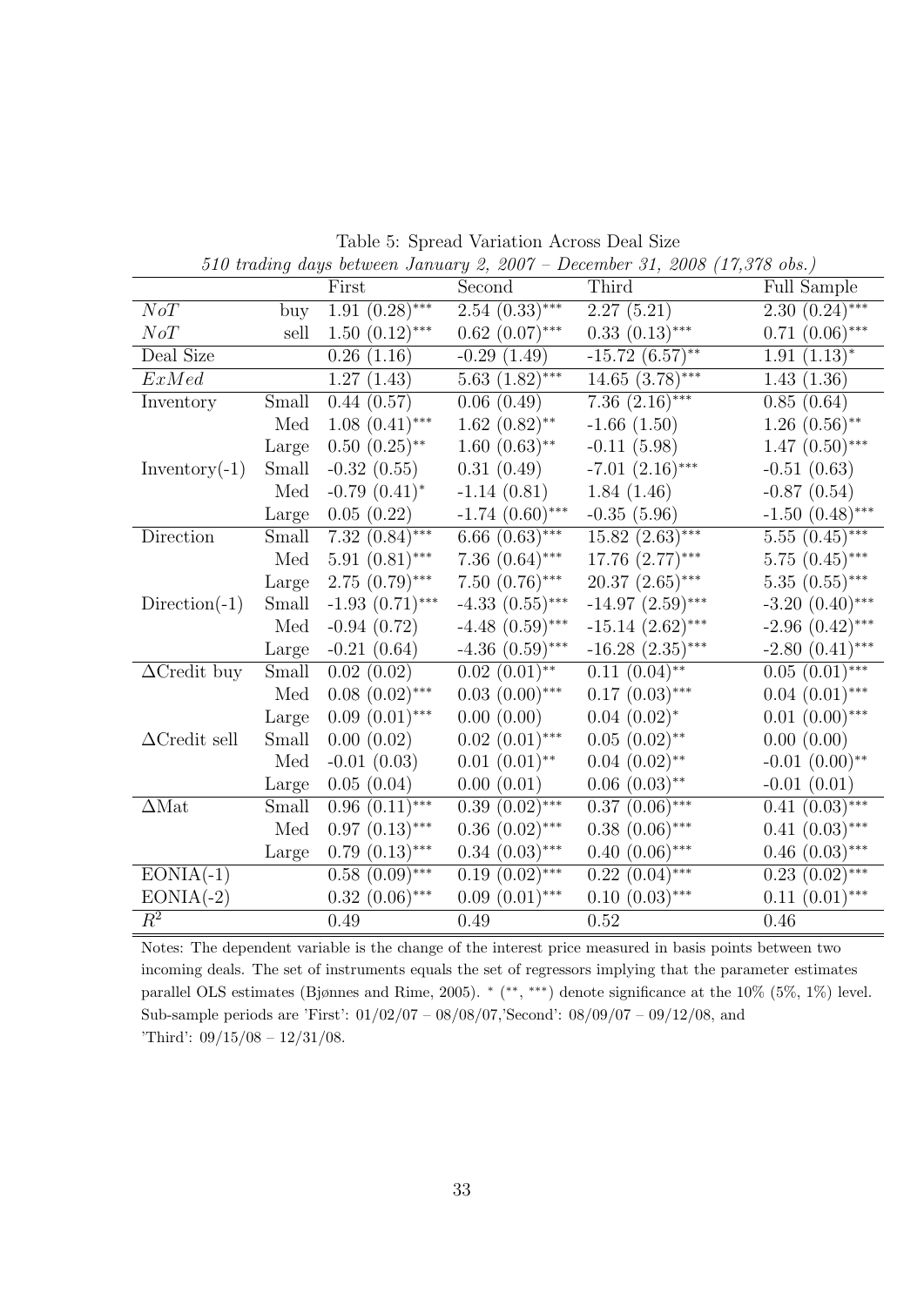Table 5: Spread Variation Across Deal Size

*510 trading days between January 2, 2007 – December 31, 2008 (17,378 obs.)*

| | | First | Second | Third | Full Sample |
|---|---|---|---|---|---|
| $NoT$ | buy | 1.91 (0.28)*** | 2.54 (0.33)*** | 2.27 (5.21) | 2.30 (0.24)*** |
| $NoT$ | sell | 1.50 (0.12)*** | 0.62 (0.07)*** | 0.33 (0.13)*** | 0.71 (0.06)*** |
| Deal Size | | 0.26 (1.16) | -0.29 (1.49) | -15.72 (6.57)** | 1.91 (1.13)* |
| $ExMed$ | | 1.27 (1.43) | 5.63 (1.82)*** | 14.65 (3.78)*** | 1.43 (1.36) |
| Inventory | Small | 0.44 (0.57) | 0.06 (0.49) | 7.36 (2.16)*** | 0.85 (0.64) |
| | Med | 1.08 (0.41)*** | 1.62 (0.82)** | -1.66 (1.50) | 1.26 (0.56)** |
| | Large | 0.50 (0.25)** | 1.60 (0.63)** | -0.11 (5.98) | 1.47 (0.50)*** |
| Inventory(-1) | Small | -0.32 (0.55) | 0.31 (0.49) | -7.01 (2.16)*** | -0.51 (0.63) |
| | Med | -0.79 (0.41)* | -1.14 (0.81) | 1.84 (1.46) | -0.87 (0.54) |
| | Large | 0.05 (0.22) | -1.74 (0.60)*** | -0.35 (5.96) | -1.50 (0.48)*** |
| Direction | Small | 7.32 (0.84)*** | 6.66 (0.63)*** | 15.82 (2.63)*** | 5.55 (0.45)*** |
| | Med | 5.91 (0.81)*** | 7.36 (0.64)*** | 17.76 (2.77)*** | 5.75 (0.45)*** |
| | Large | 2.75 (0.79)*** | 7.50 (0.76)*** | 20.37 (2.65)*** | 5.35 (0.55)*** |
| Direction(-1) | Small | -1.93 (0.71)*** | -4.33 (0.55)*** | -14.97 (2.59)*** | -3.20 (0.40)*** |
| | Med | -0.94 (0.72) | -4.48 (0.59)*** | -15.14 (2.62)*** | -2.96 (0.42)*** |
| | Large | -0.21 (0.64) | -4.36 (0.59)*** | -16.28 (2.35)*** | -2.80 (0.41)*** |
| $\Delta$Credit buy | Small | 0.02 (0.02) | 0.02 (0.01)** | 0.11 (0.04)** | 0.05 (0.01)*** |
| | Med | 0.08 (0.02)*** | 0.03 (0.00)*** | 0.17 (0.03)*** | 0.04 (0.01)*** |
| | Large | 0.09 (0.01)*** | 0.00 (0.00) | 0.04 (0.02)* | 0.01 (0.00)*** |
| $\Delta$Credit sell | Small | 0.00 (0.02) | 0.02 (0.01)*** | 0.05 (0.02)** | 0.00 (0.00) |
| | Med | -0.01 (0.03) | 0.01 (0.01)** | 0.04 (0.02)** | -0.01 (0.00)** |
| | Large | 0.05 (0.04) | 0.00 (0.01) | 0.06 (0.03)** | -0.01 (0.01) |
| $\Delta$Mat | Small | 0.96 (0.11)*** | 0.39 (0.02)*** | 0.37 (0.06)*** | 0.41 (0.03)*** |
| | Med | 0.97 (0.13)*** | 0.36 (0.02)*** | 0.38 (0.06)*** | 0.41 (0.03)*** |
| | Large | 0.79 (0.13)*** | 0.34 (0.03)*** | 0.40 (0.06)*** | 0.46 (0.03)*** |
| EONIA(-1) | | 0.58 (0.09)*** | 0.19 (0.02)*** | 0.22 (0.04)*** | 0.23 (0.02)*** |
| EONIA(-2) | | 0.32 (0.06)*** | 0.09 (0.01)*** | 0.10 (0.03)*** | 0.11 (0.01)*** |
| $R^2$ | | 0.49 | 0.49 | 0.52 | 0.46 |

Notes: The dependent variable is the change of the interest price measured in basis points between two incoming deals. The set of instruments equals the set of regressors implying that the parameter estimates parallel OLS estimates (Bjønnes and Rime, 2005). * (**, ***) denote significance at the 10% (5%, 1%) level. Sub-sample periods are 'First': 01/02/07 – 08/08/07,'Second': 08/09/07 – 09/12/08, and 'Third': 09/15/08 – 12/31/08.